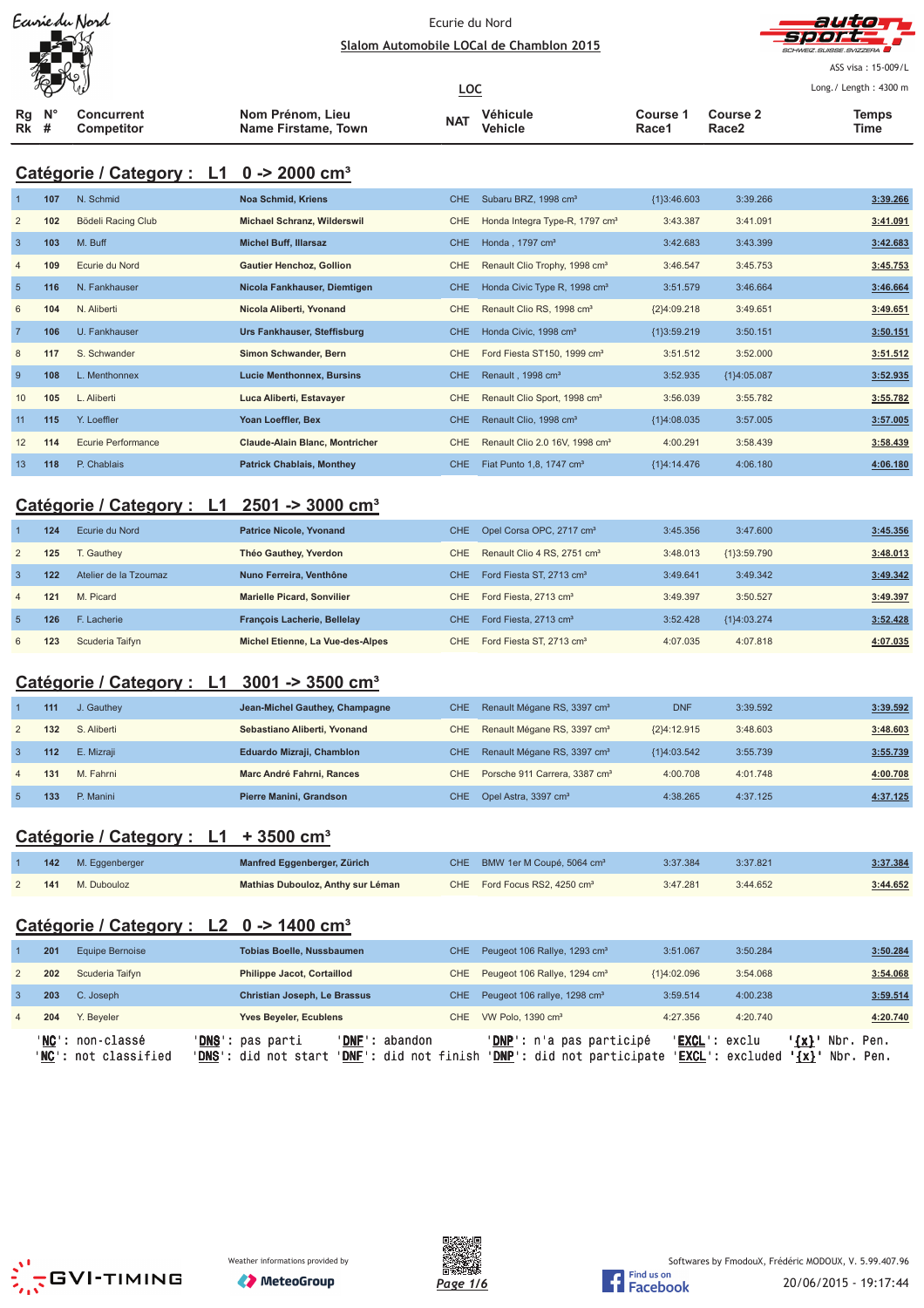Ecurie du Nord

Ecurie du Nord

**Slalom Automobile LOCal de Chamblon 2015**

ASS visa : 15-009/L

Long./ Length : 4300 m

**LOC**

## Catégorie / Category : L1 0 -> 2000 cm³

| Rg Rk | N° # | Concurrent Competitor | Nom Prénom, Lieu Name Firstame, Town | NAT | Véhicule Vehicle | Course 1 Race1 | Course 2 Race2 | Temps Time |
|---|---|---|---|---|---|---|---|---|
| 1 | 107 | N. Schmid | Noa Schmid, Kriens | CHE | Subaru BRZ, 1998 cm³ | {1}3:46.603 | 3:39.266 | 3:39.266 |
| 2 | 102 | Bödeli Racing Club | Michael Schranz, Wilderswil | CHE | Honda Integra Type-R, 1797 cm³ | 3:43.387 | 3:41.091 | 3:41.091 |
| 3 | 103 | M. Buff | Michel Buff, Illarsaz | CHE | Honda , 1797 cm³ | 3:42.683 | 3:43.399 | 3:42.683 |
| 4 | 109 | Ecurie du Nord | Gautier Henchoz, Gollion | CHE | Renault Clio Trophy, 1998 cm³ | 3:46.547 | 3:45.753 | 3:45.753 |
| 5 | 116 | N. Fankhauser | Nicola Fankhauser, Diemtigen | CHE | Honda Civic Type R, 1998 cm³ | 3:51.579 | 3:46.664 | 3:46.664 |
| 6 | 104 | N. Aliberti | Nicola Aliberti, Yvonand | CHE | Renault Clio RS, 1998 cm³ | {2}4:09.218 | 3:49.651 | 3:49.651 |
| 7 | 106 | U. Fankhauser | Urs Fankhauser, Steffisburg | CHE | Honda Civic, 1998 cm³ | {1}3:59.219 | 3:50.151 | 3:50.151 |
| 8 | 117 | S. Schwander | Simon Schwander, Bern | CHE | Ford Fiesta ST150, 1999 cm³ | 3:51.512 | 3:52.000 | 3:51.512 |
| 9 | 108 | L. Menthonnex | Lucie Menthonnex, Bursins | CHE | Renault , 1998 cm³ | 3:52.935 | {1}4:05.087 | 3:52.935 |
| 10 | 105 | L. Aliberti | Luca Aliberti, Estavayer | CHE | Renault Clio Sport, 1998 cm³ | 3:56.039 | 3:55.782 | 3:55.782 |
| 11 | 115 | Y. Loeffler | Yoan Loeffler, Bex | CHE | Renault Clio, 1998 cm³ | {1}4:08.035 | 3:57.005 | 3:57.005 |
| 12 | 114 | Ecurie Performance | Claude-Alain Blanc, Montricher | CHE | Renault Clio 2.0 16V, 1998 cm³ | 4:00.291 | 3:58.439 | 3:58.439 |
| 13 | 118 | P. Chablais | Patrick Chablais, Monthey | CHE | Fiat Punto 1,8, 1747 cm³ | {1}4:14.476 | 4:06.180 | 4:06.180 |

## Catégorie / Category : L1 2501 -> 3000 cm³

| Rg Rk | N° # | Concurrent Competitor | Nom Prénom, Lieu Name Firstame, Town | NAT | Véhicule Vehicle | Course 1 Race1 | Course 2 Race2 | Temps Time |
|---|---|---|---|---|---|---|---|---|
| 1 | 124 | Ecurie du Nord | Patrice Nicole, Yvonand | CHE | Opel Corsa OPC, 2717 cm³ | 3:45.356 | 3:47.600 | 3:45.356 |
| 2 | 125 | T. Gauthey | Théo Gauthey, Yverdon | CHE | Renault Clio 4 RS, 2751 cm³ | 3:48.013 | {1}3:59.790 | 3:48.013 |
| 3 | 122 | Atelier de la Tzoumaz | Nuno Ferreira, Venthône | CHE | Ford Fiesta ST, 2713 cm³ | 3:49.641 | 3:49.342 | 3:49.342 |
| 4 | 121 | M. Picard | Marielle Picard, Sonvilier | CHE | Ford Fiesta, 2713 cm³ | 3:49.397 | 3:50.527 | 3:49.397 |
| 5 | 126 | F. Lacherie | François Lacherie, Bellelay | CHE | Ford Fiesta, 2713 cm³ | 3:52.428 | {1}4:03.274 | 3:52.428 |
| 6 | 123 | Scuderia Taifyn | Michel Etienne, La Vue-des-Alpes | CHE | Ford Fiesta ST, 2713 cm³ | 4:07.035 | 4:07.818 | 4:07.035 |

## Catégorie / Category : L1 3001 -> 3500 cm³

| Rg Rk | N° # | Concurrent Competitor | Nom Prénom, Lieu Name Firstame, Town | NAT | Véhicule Vehicle | Course 1 Race1 | Course 2 Race2 | Temps Time |
|---|---|---|---|---|---|---|---|---|
| 1 | 111 | J. Gauthey | Jean-Michel Gauthey, Champagne | CHE | Renault Mégane RS, 3397 cm³ | DNF | 3:39.592 | 3:39.592 |
| 2 | 132 | S. Aliberti | Sebastiano Aliberti, Yvonand | CHE | Renault Mégane RS, 3397 cm³ | {2}4:12.915 | 3:48.603 | 3:48.603 |
| 3 | 112 | E. Mizraji | Eduardo Mizraji, Chamblon | CHE | Renault Mégane RS, 3397 cm³ | {1}4:03.542 | 3:55.739 | 3:55.739 |
| 4 | 131 | M. Fahrni | Marc André Fahrni, Rances | CHE | Porsche 911 Carrera, 3387 cm³ | 4:00.708 | 4:01.748 | 4:00.708 |
| 5 | 133 | P. Manini | Pierre Manini, Grandson | CHE | Opel Astra, 3397 cm³ | 4:38.265 | 4:37.125 | 4:37.125 |

## Catégorie / Category : L1 + 3500 cm³

| Rg Rk | N° # | Concurrent Competitor | Nom Prénom, Lieu Name Firstame, Town | NAT | Véhicule Vehicle | Course 1 Race1 | Course 2 Race2 | Temps Time |
|---|---|---|---|---|---|---|---|---|
| 1 | 142 | M. Eggenberger | Manfred Eggenberger, Zürich | CHE | BMW 1er M Coupé, 5064 cm³ | 3:37.384 | 3:37.821 | 3:37.384 |
| 2 | 141 | M. Dubouloz | Mathias Dubouloz, Anthy sur Léman | CHE | Ford Focus RS2, 4250 cm³ | 3:47.281 | 3:44.652 | 3:44.652 |

## Catégorie / Category : L2 0 -> 1400 cm³

| Rg Rk | N° # | Concurrent Competitor | Nom Prénom, Lieu Name Firstame, Town | NAT | Véhicule Vehicle | Course 1 Race1 | Course 2 Race2 | Temps Time |
|---|---|---|---|---|---|---|---|---|
| 1 | 201 | Equipe Bernoise | Tobias Boelle, Nussbaumen | CHE | Peugeot 106 Rallye, 1293 cm³ | 3:51.067 | 3:50.284 | 3:50.284 |
| 2 | 202 | Scuderia Taifyn | Philippe Jacot, Cortaillod | CHE | Peugeot 106 Rallye, 1294 cm³ | {1}4:02.096 | 3:54.068 | 3:54.068 |
| 3 | 203 | C. Joseph | Christian Joseph, Le Brassus | CHE | Peugeot 106 rallye, 1298 cm³ | 3:59.514 | 4:00.238 | 3:59.514 |
| 4 | 204 | Y. Beyeler | Yves Beyeler, Ecublens | CHE | VW Polo, 1390 cm³ | 4:27.356 | 4:20.740 | 4:20.740 |

'**NC**': non-classé '**DNS**': pas parti '**DNF**': abandon '**DNP**': n'a pas participé '**EXCL**': exclu '**{x}**' Nbr. Pen.
'**NC**': not classified '**DNS**': did not start '**DNF**': did not finish '**DNP**': did not participate '**EXCL**': excluded '**{x}**' Nbr. Pen.

Weather informations provided by MeteoGroup

Softwares by FmodouX, Frédéric MODOUX, V. 5.99.407.96

20/06/2015 - 19:17:44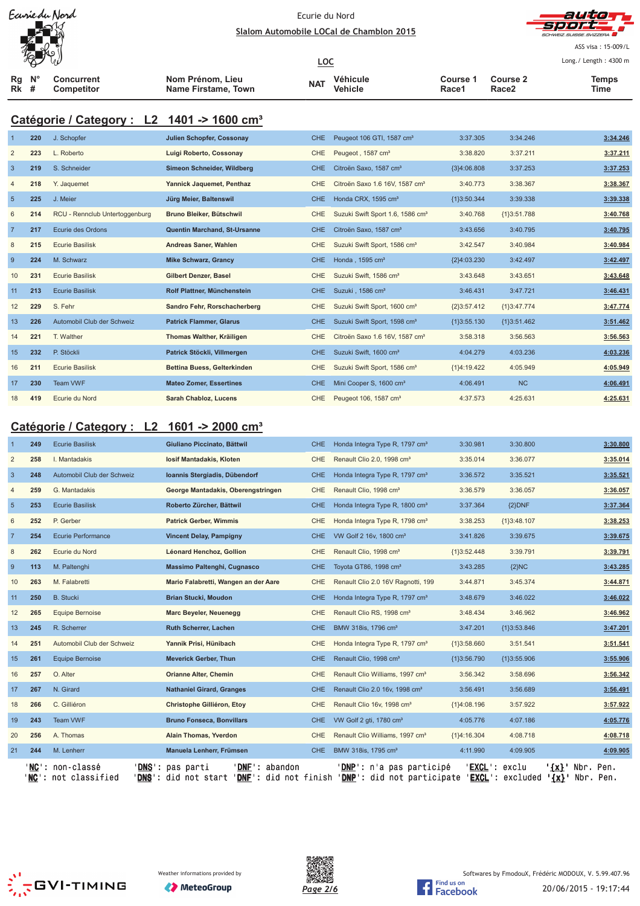Ecurie du Nord

**Slalom Automobile LOCal de Chamblon 2015**

ASS visa : 15-009/L

Long./ Length : 4300 m

LOC

## Catégorie / Category : L2 1401 -> 1600 cm³

| Rg Rk | N° # | Concurrent Competitor | Nom Prénom, Lieu Name Firstame, Town | NAT | Véhicule Vehicle | Course 1 Race1 | Course 2 Race2 | Temps Time |
|---|---|---|---|---|---|---|---|---|
| 1 | 220 | J. Schopfer | Julien Schopfer, Cossonay | CHE | Peugeot 106 GTI, 1587 cm³ | 3:37.305 | 3:34.246 | 3:34.246 |
| 2 | 223 | L. Roberto | Luigi Roberto, Cossonay | CHE | Peugeot , 1587 cm³ | 3:38.820 | 3:37.211 | 3:37.211 |
| 3 | 219 | S. Schneider | Simeon Schneider, Wildberg | CHE | Citroën Saxo, 1587 cm³ | {3}4:06.808 | 3:37.253 | 3:37.253 |
| 4 | 218 | Y. Jaquemet | Yannick Jaquemet, Penthaz | CHE | Citroën Saxo 1.6 16V, 1587 cm³ | 3:40.773 | 3:38.367 | 3:38.367 |
| 5 | 225 | J. Meier | Jürg Meier, Baltenswil | CHE | Honda CRX, 1595 cm³ | {1}3:50.344 | 3:39.338 | 3:39.338 |
| 6 | 214 | RCU - Rennclub Untertoggenburg | Bruno Bleiker, Bütschwil | CHE | Suzuki Swift Sport 1.6, 1586 cm³ | 3:40.768 | {1}3:51.788 | 3:40.768 |
| 7 | 217 | Ecurie des Ordons | Quentin Marchand, St-Ursanne | CHE | Citroën Saxo, 1587 cm³ | 3:43.656 | 3:40.795 | 3:40.795 |
| 8 | 215 | Ecurie Basilisk | Andreas Saner, Wahlen | CHE | Suzuki Swift Sport, 1586 cm³ | 3:42.547 | 3:40.984 | 3:40.984 |
| 9 | 224 | M. Schwarz | Mike Schwarz, Grancy | CHE | Honda , 1595 cm³ | {2}4:03.230 | 3:42.497 | 3:42.497 |
| 10 | 231 | Ecurie Basilisk | Gilbert Denzer, Basel | CHE | Suzuki Swift, 1586 cm³ | 3:43.648 | 3:43.651 | 3:43.648 |
| 11 | 213 | Ecurie Basilisk | Rolf Plattner, Münchenstein | CHE | Suzuki , 1586 cm³ | 3:46.431 | 3:47.721 | 3:46.431 |
| 12 | 229 | S. Fehr | Sandro Fehr, Rorschacherberg | CHE | Suzuki Swift Sport, 1600 cm³ | {2}3:57.412 | {1}3:47.774 | 3:47.774 |
| 13 | 226 | Automobil Club der Schweiz | Patrick Flammer, Glarus | CHE | Suzuki Swift Sport, 1598 cm³ | {1}3:55.130 | {1}3:51.462 | 3:51.462 |
| 14 | 221 | T. Walther | Thomas Walther, Kräiligen | CHE | Citroën Saxo 1.6 16V, 1587 cm³ | 3:58.318 | 3:56.563 | 3:56.563 |
| 15 | 232 | P. Stöckli | Patrick Stöckli, Villmergen | CHE | Suzuki Swift, 1600 cm³ | 4:04.279 | 4:03.236 | 4:03.236 |
| 16 | 211 | Ecurie Basilisk | Bettina Buess, Gelterkinden | CHE | Suzuki Swift Sport, 1586 cm³ | {1}4:19.422 | 4:05.949 | 4:05.949 |
| 17 | 230 | Team VWF | Mateo Zomer, Essertines | CHE | Mini Cooper S, 1600 cm³ | 4:06.491 | NC | 4:06.491 |
| 18 | 419 | Ecurie du Nord | Sarah Chabloz, Lucens | CHE | Peugeot 106, 1587 cm³ | 4:37.573 | 4:25.631 | 4:25.631 |

## Catégorie / Category : L2 1601 -> 2000 cm³

| Rg Rk | N° # | Concurrent Competitor | Nom Prénom, Lieu Name Firstame, Town | NAT | Véhicule Vehicle | Course 1 Race1 | Course 2 Race2 | Temps Time |
|---|---|---|---|---|---|---|---|---|
| 1 | 249 | Ecurie Basilisk | Giuliano Piccinato, Bättwil | CHE | Honda Integra Type R, 1797 cm³ | 3:30.981 | 3:30.800 | 3:30.800 |
| 2 | 258 | I. Mantadakis | Iosif Mantadakis, Kloten | CHE | Renault Clio 2.0, 1998 cm³ | 3:35.014 | 3:36.077 | 3:35.014 |
| 3 | 248 | Automobil Club der Schweiz | Ioannis Stergiadis, Dübendorf | CHE | Honda Integra Type R, 1797 cm³ | 3:36.572 | 3:35.521 | 3:35.521 |
| 4 | 259 | G. Mantadakis | George Mantadakis, Oberengstringen | CHE | Renault Clio, 1998 cm³ | 3:36.579 | 3:36.057 | 3:36.057 |
| 5 | 253 | Ecurie Basilisk | Roberto Zürcher, Bättwil | CHE | Honda Integra Type R, 1800 cm³ | 3:37.364 | {2}DNF | 3:37.364 |
| 6 | 252 | P. Gerber | Patrick Gerber, Wimmis | CHE | Honda Integra Type R, 1798 cm³ | 3:38.253 | {1}3:48.107 | 3:38.253 |
| 7 | 254 | Ecurie Performance | Vincent Delay, Pampigny | CHE | VW Golf 2 16v, 1800 cm³ | 3:41.826 | 3:39.675 | 3:39.675 |
| 8 | 262 | Ecurie du Nord | Léonard Henchoz, Gollion | CHE | Renault Clio, 1998 cm³ | {1}3:52.448 | 3:39.791 | 3:39.791 |
| 9 | 113 | M. Paltenghi | Massimo Paltenghi, Cugnasco | CHE | Toyota GT86, 1998 cm³ | 3:43.285 | {2}NC | 3:43.285 |
| 10 | 263 | M. Falabretti | Mario Falabretti, Wangen an der Aare | CHE | Renault Clio 2.0 16V Ragnotti, 199 | 3:44.871 | 3:45.374 | 3:44.871 |
| 11 | 250 | B. Stucki | Brian Stucki, Moudon | CHE | Honda Integra Type R, 1797 cm³ | 3:48.679 | 3:46.022 | 3:46.022 |
| 12 | 265 | Equipe Bernoise | Marc Beyeler, Neuenegg | CHE | Renault Clio RS, 1998 cm³ | 3:48.434 | 3:46.962 | 3:46.962 |
| 13 | 245 | R. Scherrer | Ruth Scherrer, Lachen | CHE | BMW 318is, 1796 cm³ | 3:47.201 | {1}3:53.846 | 3:47.201 |
| 14 | 251 | Automobil Club der Schweiz | Yannik Prisi, Hünibach | CHE | Honda Integra Type R, 1797 cm³ | {1}3:58.660 | 3:51.541 | 3:51.541 |
| 15 | 261 | Equipe Bernoise | Meverick Gerber, Thun | CHE | Renault Clio, 1998 cm³ | {1}3:56.790 | {1}3:55.906 | 3:55.906 |
| 16 | 257 | O. Alter | Orianne Alter, Chemin | CHE | Renault Clio Williams, 1997 cm³ | 3:56.342 | 3:58.696 | 3:56.342 |
| 17 | 267 | N. Girard | Nathaniel Girard, Granges | CHE | Renault Clio 2.0 16v, 1998 cm³ | 3:56.491 | 3:56.689 | 3:56.491 |
| 18 | 266 | C. Gilliéron | Christophe Gilliéron, Etoy | CHE | Renault Clio 16v, 1998 cm³ | {1}4:08.196 | 3:57.922 | 3:57.922 |
| 19 | 243 | Team VWF | Bruno Fonseca, Bonvillars | CHE | VW Golf 2 gti, 1780 cm³ | 4:05.776 | 4:07.186 | 4:05.776 |
| 20 | 256 | A. Thomas | Alain Thomas, Yverdon | CHE | Renault Clio Williams, 1997 cm³ | {1}4:16.304 | 4:08.718 | 4:08.718 |
| 21 | 244 | M. Lenherr | Manuela Lenherr, Frümsen | CHE | BMW 318is, 1795 cm³ | 4:11.990 | 4:09.905 | 4:09.905 |

'NC': non-classé 'DNS': pas parti 'DNF': abandon 'DNP': n'a pas participé 'EXCL': exclu '{x}' Nbr. Pen.
'NC': not classified 'DNS': did not start 'DNF': did not finish 'DNP': did not participate 'EXCL': excluded '{x}' Nbr. Pen.

Weather informations provided by MeteoGroup

Softwares by FmodouX, Frédéric MODOUX, V. 5.99.407.96

20/06/2015 - 19:17:44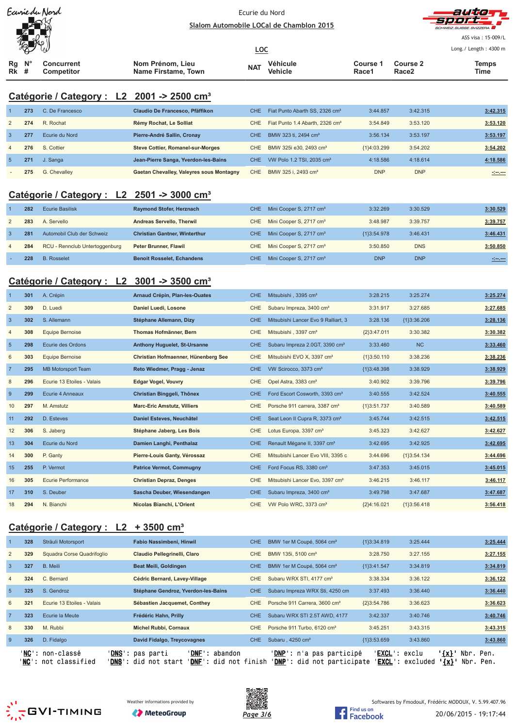Ecurie du Nord

Slalom Automobile LOCal de Chamblon 2015

ASS visa : 15-009/L

Long./ Length : 4300 m

LOC

## Catégorie / Category : L2 2001 -> 2500 cm³

| Rg Rk | N° # | Concurrent Competitor | Nom Prénom, Lieu Name Firstame, Town | NAT | Véhicule Vehicle | Course 1 Race1 | Course 2 Race2 | Temps Time |
|---|---|---|---|---|---|---|---|---|
| 1 | 273 | C. De Francesco | Claudio De Francesco, Pfäffikon | CHE | Fiat Punto Abarth SS, 2326 cm³ | 3:44.857 | 3:42.315 | 3:42.315 |
| 2 | 274 | R. Rochat | Rémy Rochat, Le Solliat | CHE | Fiat Punto 1.4 Abarth, 2326 cm³ | 3:54.849 | 3:53.120 | 3:53.120 |
| 3 | 277 | Ecurie du Nord | Pierre-André Sallin, Cronay | CHE | BMW 323 ti, 2494 cm³ | 3:56.134 | 3:53.197 | 3:53.197 |
| 4 | 276 | S. Cottier | Steve Cottier, Romanel-sur-Morges | CHE | BMW 325i e30, 2493 cm³ | {1}4:03.299 | 3:54.202 | 3:54.202 |
| 5 | 271 | J. Sanga | Jean-Pierre Sanga, Yverdon-les-Bains | CHE | VW Polo 1.2 TSI, 2035 cm³ | 4:18.586 | 4:18.614 | 4:18.586 |
| - | 275 | G. Chevalley | Gaetan Chevalley, Valeyres sous Montagny | CHE | BMW 325 i, 2493 cm³ | DNP | DNP | -:--.--- |

## Catégorie / Category : L2 2501 -> 3000 cm³

| Rg Rk | N° # | Concurrent Competitor | Nom Prénom, Lieu Name Firstame, Town | NAT | Véhicule Vehicle | Course 1 Race1 | Course 2 Race2 | Temps Time |
|---|---|---|---|---|---|---|---|---|
| 1 | 282 | Ecurie Basilisk | Raymond Stofer, Herznach | CHE | Mini Cooper S, 2717 cm³ | 3:32.269 | 3:30.529 | 3:30.529 |
| 2 | 283 | A. Servello | Andreas Servello, Therwil | CHE | Mini Cooper S, 2717 cm³ | 3:48.987 | 3:39.757 | 3:39.757 |
| 3 | 281 | Automobil Club der Schweiz | Christian Gantner, Winterthur | CHE | Mini Cooper S, 2717 cm³ | {1}3:54.978 | 3:46.431 | 3:46.431 |
| 4 | 284 | RCU - Rennclub Untertoggenburg | Peter Brunner, Flawil | CHE | Mini Cooper S, 2717 cm³ | 3:50.850 | DNS | 3:50.850 |
| - | 228 | B. Rosselet | Benoit Rosselet, Echandens | CHE | Mini Cooper S, 2717 cm³ | DNP | DNP | -:--.--- |

## Catégorie / Category : L2 3001 -> 3500 cm³

| Rg Rk | N° # | Concurrent Competitor | Nom Prénom, Lieu Name Firstame, Town | NAT | Véhicule Vehicle | Course 1 Race1 | Course 2 Race2 | Temps Time |
|---|---|---|---|---|---|---|---|---|
| 1 | 301 | A. Crépin | Arnaud Crépin, Plan-les-Ouates | CHE | Mitsubishi , 3395 cm³ | 3:28.215 | 3:25.274 | 3:25.274 |
| 2 | 309 | D. Luedi | Daniel Luedi, Losone | CHE | Subaru Impreza, 3400 cm³ | 3:31.917 | 3:27.685 | 3:27.685 |
| 3 | 302 | S. Allemann | Stéphane Allemann, Dizy | CHE | Mitsubishi Lancer Evo 9 Ralliart, 3 | 3:28.136 | {1}3:36.206 | 3:28.136 |
| 4 | 308 | Equipe Bernoise | Thomas Hofmänner, Bern | CHE | Mitsubishi , 3397 cm³ | {2}3:47.011 | 3:30.382 | 3:30.382 |
| 5 | 298 | Ecurie des Ordons | Anthony Huguelet, St-Ursanne | CHE | Subaru Impreza 2.0GT, 3390 cm³ | 3:33.460 | NC | 3:33.460 |
| 6 | 303 | Equipe Bernoise | Christian Hofmaenner, Hünenberg See | CHE | Mitsubishi EVO X, 3397 cm³ | {1}3:50.110 | 3:38.236 | 3:38.236 |
| 7 | 295 | MB Motorsport Team | Reto Wiedmer, Pragg - Jenaz | CHE | VW Scirocco, 3373 cm³ | {1}3:48.398 | 3:38.929 | 3:38.929 |
| 8 | 296 | Ecurie 13 Etoiles - Valais | Edgar Vogel, Vouvry | CHE | Opel Astra, 3383 cm³ | 3:40.902 | 3:39.796 | 3:39.796 |
| 9 | 299 | Ecurie 4 Anneaux | Christian Binggeli, Thônex | CHE | Ford Escort Cosworth, 3393 cm³ | 3:40.555 | 3:42.524 | 3:40.555 |
| 10 | 297 | M. Amstutz | Marc-Eric Amstutz, Villiers | CHE | Porsche 911 carrera, 3387 cm³ | {1}3:51.737 | 3:40.589 | 3:40.589 |
| 11 | 292 | D. Esteves | Daniel Esteves, Neuchâtel | CHE | Seat Leon II Cupra R, 3373 cm³ | 3:45.744 | 3:42.515 | 3:42.515 |
| 12 | 306 | S. Jaberg | Stéphane Jaberg, Les Bois | CHE | Lotus Europa, 3397 cm³ | 3:45.323 | 3:42.627 | 3:42.627 |
| 13 | 304 | Ecurie du Nord | Damien Langhi, Penthalaz | CHE | Renault Mégane II, 3397 cm³ | 3:42.695 | 3:42.925 | 3:42.695 |
| 14 | 300 | P. Ganty | Pierre-Louis Ganty, Vérossaz | CHE | Mitsubishi Lancer Evo VIII, 3395 c | 3:44.696 | {1}3:54.134 | 3:44.696 |
| 15 | 255 | P. Vermot | Patrice Vermot, Commugny | CHE | Ford Focus RS, 3380 cm³ | 3:47.353 | 3:45.015 | 3:45.015 |
| 16 | 305 | Ecurie Performance | Christian Depraz, Denges | CHE | Mitsubishi Lancer Evo, 3397 cm³ | 3:46.215 | 3:46.117 | 3:46.117 |
| 17 | 310 | S. Deuber | Sascha Deuber, Wiesendangen | CHE | Subaru Impreza, 3400 cm³ | 3:49.798 | 3:47.687 | 3:47.687 |
| 18 | 294 | N. Bianchi | Nicolas Bianchi, L'Orient | CHE | VW Polo WRC, 3373 cm³ | {2}4:16.021 | {1}3:56.418 | 3:56.418 |

## Catégorie / Category : L2 + 3500 cm³

| Rg Rk | N° # | Concurrent Competitor | Nom Prénom, Lieu Name Firstame, Town | NAT | Véhicule Vehicle | Course 1 Race1 | Course 2 Race2 | Temps Time |
|---|---|---|---|---|---|---|---|---|
| 1 | 328 | Sträuli Motorsport | Fabio Nassimbeni, Hinwil | CHE | BMW 1er M Coupé, 5064 cm³ | {1}3:34.819 | 3:25.444 | 3:25.444 |
| 2 | 329 | Squadra Corse Quadrifoglio | Claudio Pellegrinelli, Claro | CHE | BMW 135i, 5100 cm³ | 3:28.750 | 3:27.155 | 3:27.155 |
| 3 | 327 | B. Meili | Beat Meili, Goldingen | CHE | BMW 1er M Coupé, 5064 cm³ | {1}3:41.547 | 3:34.819 | 3:34.819 |
| 4 | 324 | C. Bernard | Cédric Bernard, Lavey-Village | CHE | Subaru WRX STI, 4177 cm³ | 3:38.334 | 3:36.122 | 3:36.122 |
| 5 | 325 | S. Gendroz | Stéphane Gendroz, Yverdon-les-Bains | CHE | Subaru Impreza WRX Sti, 4250 cm | 3:37.493 | 3:36.440 | 3:36.440 |
| 6 | 321 | Ecurie 13 Etoiles - Valais | Sébastien Jacquemet, Conthey | CHE | Porsche 911 Carrera, 3600 cm³ | {2}3:54.786 | 3:36.623 | 3:36.623 |
| 7 | 323 | Ecurie la Meute | Frédéric Hahn, Prilly | CHE | Subaru WRX STI 2.5T AWD, 4177 | 3:42.337 | 3:40.746 | 3:40.746 |
| 8 | 330 | M. Rubbi | Michel Rubbi, Cornaux | CHE | Porsche 911 Turbo, 6120 cm³ | 3:45.251 | 3:43.315 | 3:43.315 |
| 9 | 326 | D. Fidalgo | David Fidalgo, Treycovagnes | CHE | Subaru , 4250 cm³ | {1}3:53.659 | 3:43.860 | 3:43.860 |

'NC': non-classé 'DNS': pas parti 'DNF': abandon 'DNP': n'a pas participé 'EXCL': exclu '{x}' Nbr. Pen.
'NC': not classified 'DNS': did not start 'DNF': did not finish 'DNP': did not participate 'EXCL': excluded '{x}' Nbr. Pen.

Weather informations provided by MeteoGroup

Softwares by FmodouX, Frédéric MODOUX, V. 5.99.407.96

20/06/2015 - 19:17:44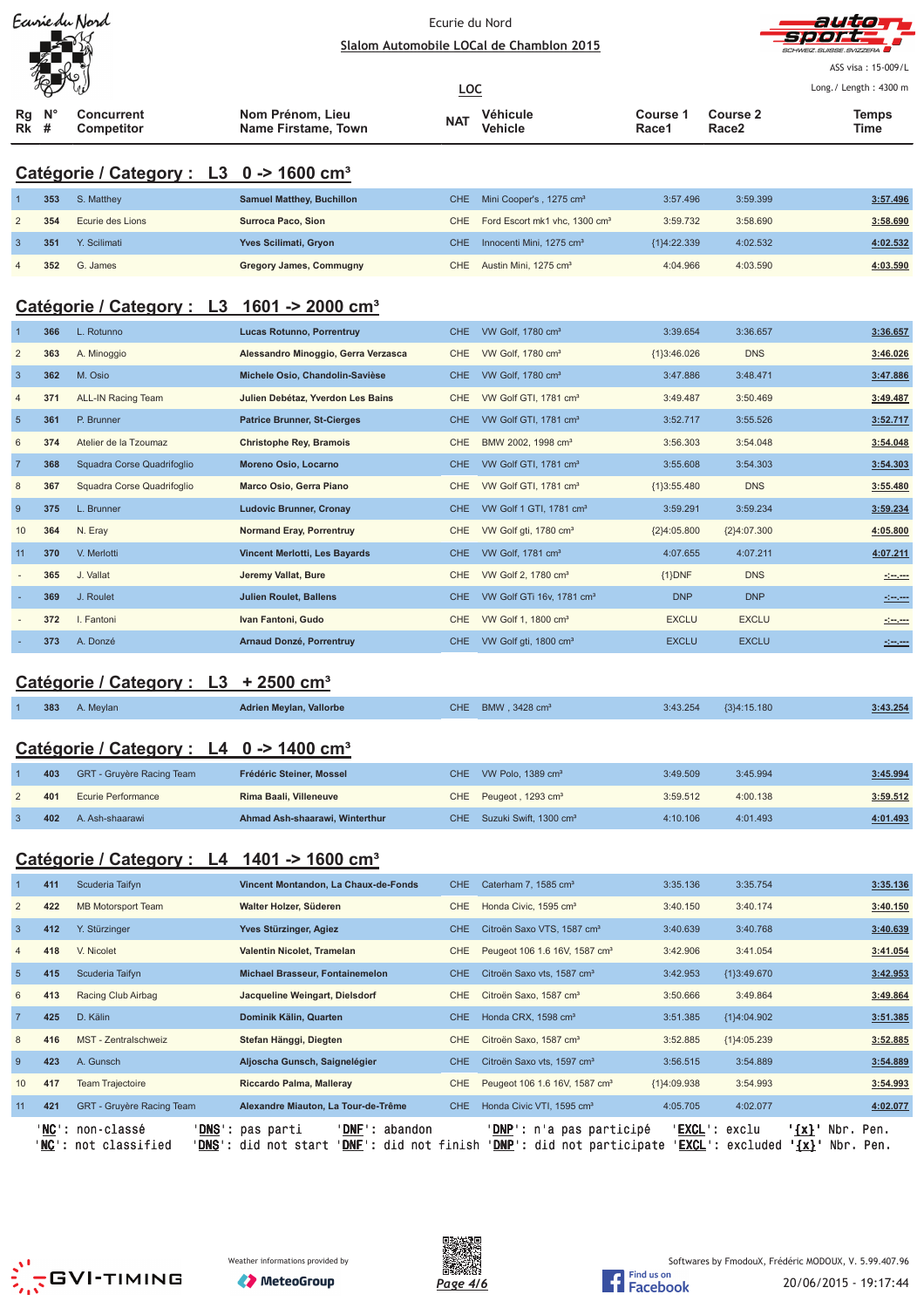Ecurie du Nord

Slalom Automobile LOCal de Chamblon 2015

ASS visa : 15-009/L

LOC

Long./ Length : 4300 m

## Catégorie / Category : L3 0 -> 1600 cm³

| Rg Rk | N° # | Concurrent Competitor | Nom Prénom, Lieu Name Firstame, Town | NAT | Véhicule Vehicle | Course 1 Race1 | Course 2 Race2 | Temps Time |
|---|---|---|---|---|---|---|---|---|
| 1 | 353 | S. Matthey | Samuel Matthey, Buchillon | CHE | Mini Cooper's , 1275 cm³ | 3:57.496 | 3:59.399 | 3:57.496 |
| 2 | 354 | Ecurie des Lions | Surroca Paco, Sion | CHE | Ford Escort mk1 vhc, 1300 cm³ | 3:59.732 | 3:58.690 | 3:58.690 |
| 3 | 351 | Y. Scilimati | Yves Scilimati, Gryon | CHE | Innocenti Mini, 1275 cm³ | {1}4:22.339 | 4:02.532 | 4:02.532 |
| 4 | 352 | G. James | Gregory James, Commugny | CHE | Austin Mini, 1275 cm³ | 4:04.966 | 4:03.590 | 4:03.590 |

## Catégorie / Category : L3 1601 -> 2000 cm³

| Rg Rk | N° # | Concurrent Competitor | Nom Prénom, Lieu Name Firstame, Town | NAT | Véhicule Vehicle | Course 1 Race1 | Course 2 Race2 | Temps Time |
|---|---|---|---|---|---|---|---|---|
| 1 | 366 | L. Rotunno | Lucas Rotunno, Porrentruy | CHE | VW Golf, 1780 cm³ | 3:39.654 | 3:36.657 | 3:36.657 |
| 2 | 363 | A. Minoggio | Alessandro Minoggio, Gerra Verzasca | CHE | VW Golf, 1780 cm³ | {1}3:46.026 | DNS | 3:46.026 |
| 3 | 362 | M. Osio | Michele Osio, Chandolin-Savièse | CHE | VW Golf, 1780 cm³ | 3:47.886 | 3:48.471 | 3:47.886 |
| 4 | 371 | ALL-IN Racing Team | Julien Debétaz, Yverdon Les Bains | CHE | VW Golf GTI, 1781 cm³ | 3:49.487 | 3:50.469 | 3:49.487 |
| 5 | 361 | P. Brunner | Patrice Brunner, St-Cierges | CHE | VW Golf GTI, 1781 cm³ | 3:52.717 | 3:55.526 | 3:52.717 |
| 6 | 374 | Atelier de la Tzoumaz | Christophe Rey, Bramois | CHE | BMW 2002, 1998 cm³ | 3:56.303 | 3:54.048 | 3:54.048 |
| 7 | 368 | Squadra Corse Quadrifoglio | Moreno Osio, Locarno | CHE | VW Golf GTI, 1781 cm³ | 3:55.608 | 3:54.303 | 3:54.303 |
| 8 | 367 | Squadra Corse Quadrifoglio | Marco Osio, Gerra Piano | CHE | VW Golf GTI, 1781 cm³ | {1}3:55.480 | DNS | 3:55.480 |
| 9 | 375 | L. Brunner | Ludovic Brunner, Cronay | CHE | VW Golf 1 GTI, 1781 cm³ | 3:59.291 | 3:59.234 | 3:59.234 |
| 10 | 364 | N. Eray | Normand Eray, Porrentruy | CHE | VW Golf gti, 1780 cm³ | {2}4:05.800 | {2}4:07.300 | 4:05.800 |
| 11 | 370 | V. Merlotti | Vincent Merlotti, Les Bayards | CHE | VW Golf, 1781 cm³ | 4:07.655 | 4:07.211 | 4:07.211 |
| - | 365 | J. Vallat | Jeremy Vallat, Bure | CHE | VW Golf 2, 1780 cm³ | {1}DNF | DNS | -:--.--- |
| - | 369 | J. Roulet | Julien Roulet, Ballens | CHE | VW Golf GTi 16v, 1781 cm³ | DNP | DNP | -:--.--- |
| - | 372 | I. Fantoni | Ivan Fantoni, Gudo | CHE | VW Golf 1, 1800 cm³ | EXCLU | EXCLU | -:--.--- |
| - | 373 | A. Donzé | Arnaud Donzé, Porrentruy | CHE | VW Golf gti, 1800 cm³ | EXCLU | EXCLU | -:--.--- |

## Catégorie / Category : L3 + 2500 cm³

| Rg Rk | N° # | Concurrent Competitor | Nom Prénom, Lieu Name Firstame, Town | NAT | Véhicule Vehicle | Course 1 Race1 | Course 2 Race2 | Temps Time |
|---|---|---|---|---|---|---|---|---|
| 1 | 383 | A. Meylan | Adrien Meylan, Vallorbe | CHE | BMW , 3428 cm³ | 3:43.254 | {3}4:15.180 | 3:43.254 |

## Catégorie / Category : L4 0 -> 1400 cm³

| Rg Rk | N° # | Concurrent Competitor | Nom Prénom, Lieu Name Firstame, Town | NAT | Véhicule Vehicle | Course 1 Race1 | Course 2 Race2 | Temps Time |
|---|---|---|---|---|---|---|---|---|
| 1 | 403 | GRT - Gruyère Racing Team | Frédéric Steiner, Mossel | CHE | VW Polo, 1389 cm³ | 3:49.509 | 3:45.994 | 3:45.994 |
| 2 | 401 | Ecurie Performance | Rima Baali, Villeneuve | CHE | Peugeot , 1293 cm³ | 3:59.512 | 4:00.138 | 3:59.512 |
| 3 | 402 | A. Ash-shaarawi | Ahmad Ash-shaarawi, Winterthur | CHE | Suzuki Swift, 1300 cm³ | 4:10.106 | 4:01.493 | 4:01.493 |

## Catégorie / Category : L4 1401 -> 1600 cm³

| Rg Rk | N° # | Concurrent Competitor | Nom Prénom, Lieu Name Firstame, Town | NAT | Véhicule Vehicle | Course 1 Race1 | Course 2 Race2 | Temps Time |
|---|---|---|---|---|---|---|---|---|
| 1 | 411 | Scuderia Taifyn | Vincent Montandon, La Chaux-de-Fonds | CHE | Caterham 7, 1585 cm³ | 3:35.136 | 3:35.754 | 3:35.136 |
| 2 | 422 | MB Motorsport Team | Walter Holzer, Süderen | CHE | Honda Civic, 1595 cm³ | 3:40.150 | 3:40.174 | 3:40.150 |
| 3 | 412 | Y. Stürzinger | Yves Stürzinger, Agiez | CHE | Citroën Saxo VTS, 1587 cm³ | 3:40.639 | 3:40.768 | 3:40.639 |
| 4 | 418 | V. Nicolet | Valentin Nicolet, Tramelan | CHE | Peugeot 106 1.6 16V, 1587 cm³ | 3:42.906 | 3:41.054 | 3:41.054 |
| 5 | 415 | Scuderia Taifyn | Michael Brasseur, Fontainemelon | CHE | Citroën Saxo vts, 1587 cm³ | 3:42.953 | {1}3:49.670 | 3:42.953 |
| 6 | 413 | Racing Club Airbag | Jacqueline Weingart, Dielsdorf | CHE | Citroën Saxo, 1587 cm³ | 3:50.666 | 3:49.864 | 3:49.864 |
| 7 | 425 | D. Kälin | Dominik Kälin, Quarten | CHE | Honda CRX, 1598 cm³ | 3:51.385 | {1}4:04.902 | 3:51.385 |
| 8 | 416 | MST - Zentralschweiz | Stefan Hänggi, Diegten | CHE | Citroën Saxo, 1587 cm³ | 3:52.885 | {1}4:05.239 | 3:52.885 |
| 9 | 423 | A. Gunsch | Aljoscha Gunsch, Saignelégier | CHE | Citroën Saxo vts, 1597 cm³ | 3:56.515 | 3:54.889 | 3:54.889 |
| 10 | 417 | Team Trajectoire | Riccardo Palma, Malleray | CHE | Peugeot 106 1.6 16V, 1587 cm³ | {1}4:09.938 | 3:54.993 | 3:54.993 |
| 11 | 421 | GRT - Gruyère Racing Team | Alexandre Miauton, La Tour-de-Trême | CHE | Honda Civic VTI, 1595 cm³ | 4:05.705 | 4:02.077 | 4:02.077 |

'NC': non-classé 'DNS': pas parti 'DNF': abandon 'DNP': n'a pas participé 'EXCL': exclu '{x}' Nbr. Pen.
'NC': not classified 'DNS': did not start 'DNF': did not finish 'DNP': did not participate 'EXCL': excluded '{x}' Nbr. Pen.

Weather informations provided by MeteoGroup

Softwares by FmodouX, Frédéric MODOUX, V. 5.99.407.96

20/06/2015 - 19:17:44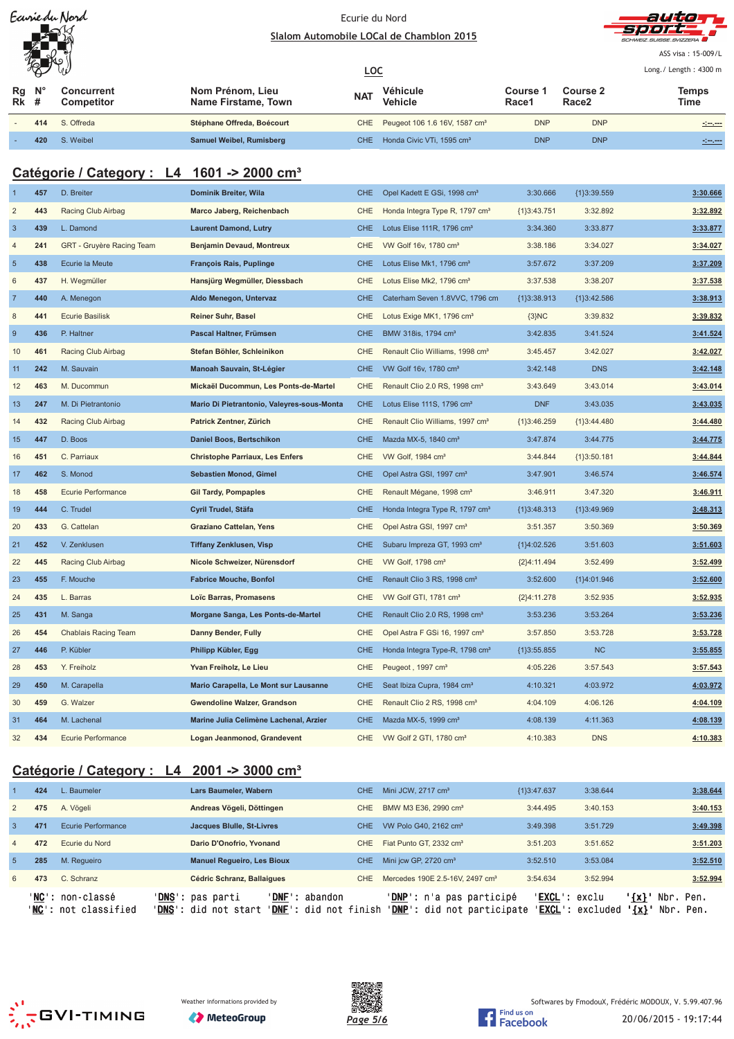Ecurie du Nord

Slalom Automobile LOCal de Chamblon 2015

ASS visa : 15-009/L

LOC

Long./ Length : 4300 m

| Rg Rk | N° # | Concurrent Competitor | Nom Prénom, Lieu Name Firstame, Town | NAT | Véhicule Vehicle | Course 1 Race1 | Course 2 Race2 | Temps Time |
|---|---|---|---|---|---|---|---|---|
| - | 414 | S. Offreda | Stéphane Offreda, Boécourt | CHE | Peugeot 106 1.6 16V, 1587 cm³ | DNP | DNP | -:--.--- |
| - | 420 | S. Weibel | Samuel Weibel, Rumisberg | CHE | Honda Civic VTi, 1595 cm³ | DNP | DNP | -:--.--- |

## Catégorie / Category : L4 1601 -> 2000 cm³

| Rg Rk | N° # | Concurrent Competitor | Nom Prénom, Lieu Name Firstame, Town | NAT | Véhicule Vehicle | Course 1 Race1 | Course 2 Race2 | Temps Time |
|---|---|---|---|---|---|---|---|---|
| 1 | 457 | D. Breiter | Dominik Breiter, Wila | CHE | Opel Kadett E GSi, 1998 cm³ | 3:30.666 | {1}3:39.559 | 3:30.666 |
| 2 | 443 | Racing Club Airbag | Marco Jaberg, Reichenbach | CHE | Honda Integra Type R, 1797 cm³ | {1}3:43.751 | 3:32.892 | 3:32.892 |
| 3 | 439 | L. Damond | Laurent Damond, Lutry | CHE | Lotus Elise 111R, 1796 cm³ | 3:34.360 | 3:33.877 | 3:33.877 |
| 4 | 241 | GRT - Gruyère Racing Team | Benjamin Devaud, Montreux | CHE | VW Golf 16v, 1780 cm³ | 3:38.186 | 3:34.027 | 3:34.027 |
| 5 | 438 | Ecurie la Meute | François Rais, Puplinge | CHE | Lotus Elise Mk1, 1796 cm³ | 3:57.672 | 3:37.209 | 3:37.209 |
| 6 | 437 | H. Wegmüller | Hansjürg Wegmüller, Diessbach | CHE | Lotus Elise Mk2, 1796 cm³ | 3:37.538 | 3:38.207 | 3:37.538 |
| 7 | 440 | A. Menegon | Aldo Menegon, Untervaz | CHE | Caterham Seven 1.8VVC, 1796 cm | {1}3:38.913 | {1}3:42.586 | 3:38.913 |
| 8 | 441 | Ecurie Basilisk | Reiner Suhr, Basel | CHE | Lotus Exige MK1, 1796 cm³ | {3}NC | 3:39.832 | 3:39.832 |
| 9 | 436 | P. Haltner | Pascal Haltner, Frümsen | CHE | BMW 318is, 1794 cm³ | 3:42.835 | 3:41.524 | 3:41.524 |
| 10 | 461 | Racing Club Airbag | Stefan Böhler, Schleinikon | CHE | Renault Clio Williams, 1998 cm³ | 3:45.457 | 3:42.027 | 3:42.027 |
| 11 | 242 | M. Sauvain | Manoah Sauvain, St-Légier | CHE | VW Golf 16v, 1780 cm³ | 3:42.148 | DNS | 3:42.148 |
| 12 | 463 | M. Ducommun | Mickaël Ducommun, Les Ponts-de-Martel | CHE | Renault Clio 2.0 RS, 1998 cm³ | 3:43.649 | 3:43.014 | 3:43.014 |
| 13 | 247 | M. Di Pietrantonio | Mario Di Pietrantonio, Valeyres-sous-Monta | CHE | Lotus Elise 111S, 1796 cm³ | DNF | 3:43.035 | 3:43.035 |
| 14 | 432 | Racing Club Airbag | Patrick Zentner, Zürich | CHE | Renault Clio Williams, 1997 cm³ | {1}3:46.259 | {1}3:44.480 | 3:44.480 |
| 15 | 447 | D. Boos | Daniel Boos, Bertschikon | CHE | Mazda MX-5, 1840 cm³ | 3:47.874 | 3:44.775 | 3:44.775 |
| 16 | 451 | C. Parriaux | Christophe Parriaux, Les Enfers | CHE | VW Golf, 1984 cm³ | 3:44.844 | {1}3:50.181 | 3:44.844 |
| 17 | 462 | S. Monod | Sebastien Monod, Gimel | CHE | Opel Astra GSI, 1997 cm³ | 3:47.901 | 3:46.574 | 3:46.574 |
| 18 | 458 | Ecurie Performance | Gil Tardy, Pompaples | CHE | Renault Mégane, 1998 cm³ | 3:46.911 | 3:47.320 | 3:46.911 |
| 19 | 444 | C. Trudel | Cyril Trudel, Stäfa | CHE | Honda Integra Type R, 1797 cm³ | {1}3:48.313 | {1}3:49.969 | 3:48.313 |
| 20 | 433 | G. Cattelan | Graziano Cattelan, Yens | CHE | Opel Astra GSI, 1997 cm³ | 3:51.357 | 3:50.369 | 3:50.369 |
| 21 | 452 | V. Zenklusen | Tiffany Zenklusen, Visp | CHE | Subaru Impreza GT, 1993 cm³ | {1}4:02.526 | 3:51.603 | 3:51.603 |
| 22 | 445 | Racing Club Airbag | Nicole Schweizer, Nürensdorf | CHE | VW Golf, 1798 cm³ | {2}4:11.494 | 3:52.499 | 3:52.499 |
| 23 | 455 | F. Mouche | Fabrice Mouche, Bonfol | CHE | Renault Clio 3 RS, 1998 cm³ | 3:52.600 | {1}4:01.946 | 3:52.600 |
| 24 | 435 | L. Barras | Loïc Barras, Promasens | CHE | VW Golf GTI, 1781 cm³ | {2}4:11.278 | 3:52.935 | 3:52.935 |
| 25 | 431 | M. Sanga | Morgane Sanga, Les Ponts-de-Martel | CHE | Renault Clio 2.0 RS, 1998 cm³ | 3:53.236 | 3:53.264 | 3:53.236 |
| 26 | 454 | Chablais Racing Team | Danny Bender, Fully | CHE | Opel Astra F GSi 16, 1997 cm³ | 3:57.850 | 3:53.728 | 3:53.728 |
| 27 | 446 | P. Kübler | Philipp Kübler, Egg | CHE | Honda Integra Type-R, 1798 cm³ | {1}3:55.855 | NC | 3:55.855 |
| 28 | 453 | Y. Freiholz | Yvan Freiholz, Le Lieu | CHE | Peugeot , 1997 cm³ | 4:05.226 | 3:57.543 | 3:57.543 |
| 29 | 450 | M. Carapella | Mario Carapella, Le Mont sur Lausanne | CHE | Seat Ibiza Cupra, 1984 cm³ | 4:10.321 | 4:03.972 | 4:03.972 |
| 30 | 459 | G. Walzer | Gwendoline Walzer, Grandson | CHE | Renault Clio 2 RS, 1998 cm³ | 4:04.109 | 4:06.126 | 4:04.109 |
| 31 | 464 | M. Lachenal | Marine Julia Celimène Lachenal, Arzier | CHE | Mazda MX-5, 1999 cm³ | 4:08.139 | 4:11.363 | 4:08.139 |
| 32 | 434 | Ecurie Performance | Logan Jeanmonod, Grandevent | CHE | VW Golf 2 GTI, 1780 cm³ | 4:10.383 | DNS | 4:10.383 |

## Catégorie / Category : L4 2001 -> 3000 cm³

| Rg Rk | N° # | Concurrent Competitor | Nom Prénom, Lieu Name Firstame, Town | NAT | Véhicule Vehicle | Course 1 Race1 | Course 2 Race2 | Temps Time |
|---|---|---|---|---|---|---|---|---|
| 1 | 424 | L. Baumeler | Lars Baumeler, Wabern | CHE | Mini JCW, 2717 cm³ | {1}3:47.637 | 3:38.644 | 3:38.644 |
| 2 | 475 | A. Vögeli | Andreas Vögeli, Döttingen | CHE | BMW M3 E36, 2990 cm³ | 3:44.495 | 3:40.153 | 3:40.153 |
| 3 | 471 | Ecurie Performance | Jacques Blulle, St-Livres | CHE | VW Polo G40, 2162 cm³ | 3:49.398 | 3:51.729 | 3:49.398 |
| 4 | 472 | Ecurie du Nord | Dario D'Onofrio, Yvonand | CHE | Fiat Punto GT, 2332 cm³ | 3:51.203 | 3:51.652 | 3:51.203 |
| 5 | 285 | M. Regueiro | Manuel Regueiro, Les Bioux | CHE | Mini jcw GP, 2720 cm³ | 3:52.510 | 3:53.084 | 3:52.510 |
| 6 | 473 | C. Schranz | Cédric Schranz, Ballaigues | CHE | Mercedes 190E 2.5-16V, 2497 cm³ | 3:54.634 | 3:52.994 | 3:52.994 |

'NC': non-classé 'DNS': pas parti 'DNF': abandon 'DNP': n'a pas participé 'EXCL': exclu '{x}' Nbr. Pen.
'NC': not classified 'DNS': did not start 'DNF': did not finish 'DNP': did not participate 'EXCL': excluded '{x}' Nbr. Pen.

Weather informations provided by MeteoGroup

Softwares by FmodouX, Frédéric MODOUX, V. 5.99.407.96

20/06/2015 - 19:17:44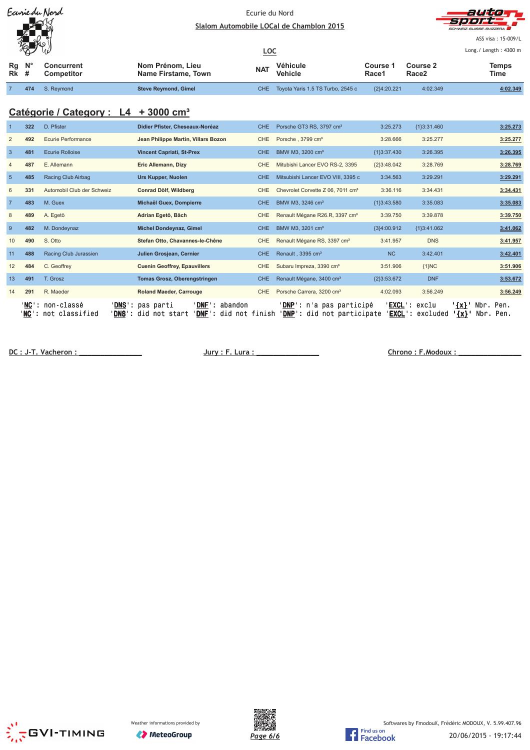Ecurie du Nord

Slalom Automobile LOCal de Chamblon 2015

ASS visa : 15-009/L

LOC

Long./ Length : 4300 m

| Rg Rk | N° # | Concurrent Competitor | Nom Prénom, Lieu Name Firstame, Town | NAT | Véhicule Vehicle | Course 1 Race1 | Course 2 Race2 | Temps Time |
|---|---|---|---|---|---|---|---|---|
| 7 | 474 | S. Reymond | **Steve Reymond, Gimel** | CHE | Toyota Yaris 1.5 TS Turbo, 2545 c | {2}4:20.221 | 4:02.349 | **4:02.349** |

## Catégorie / Category : L4 + 3000 cm³

| Rg Rk | N° # | Concurrent Competitor | Nom Prénom, Lieu Name Firstame, Town | NAT | Véhicule Vehicle | Course 1 Race1 | Course 2 Race2 | Temps Time |
|---|---|---|---|---|---|---|---|---|
| 1 | 322 | D. Pfister | **Didier Pfister, Cheseaux-Noréaz** | CHE | Porsche GT3 RS, 3797 cm³ | 3:25.273 | {1}3:31.460 | **3:25.273** |
| 2 | 492 | Ecurie Performance | **Jean Philippe Martin, Villars Bozon** | CHE | Porsche , 3799 cm³ | 3:28.666 | 3:25.277 | **3:25.277** |
| 3 | 481 | Ecurie Rolloise | **Vincent Capriati, St-Prex** | CHE | BMW M3, 3200 cm³ | {1}3:37.430 | 3:26.395 | **3:26.395** |
| 4 | 487 | E. Allemann | **Eric Allemann, Dizy** | CHE | Mitubishi Lancer EVO RS-2, 3395 | {2}3:48.042 | 3:28.769 | **3:28.769** |
| 5 | 485 | Racing Club Airbag | **Urs Kupper, Nuolen** | CHE | Mitsubishi Lancer EVO VIII, 3395 c | 3:34.563 | 3:29.291 | **3:29.291** |
| 6 | 331 | Automobil Club der Schweiz | **Conrad Dölf, Wildberg** | CHE | Chevrolet Corvette Z 06, 7011 cm³ | 3:36.116 | 3:34.431 | **3:34.431** |
| 7 | 483 | M. Guex | **Michaël Guex, Dompierre** | CHE | BMW M3, 3246 cm³ | {1}3:43.580 | 3:35.083 | **3:35.083** |
| 8 | 489 | A. Egetö | **Adrian Egetö, Bäch** | CHE | Renault Mégane R26.R, 3397 cm³ | 3:39.750 | 3:39.878 | **3:39.750** |
| 9 | 482 | M. Dondeynaz | **Michel Dondeynaz, Gimel** | CHE | BMW M3, 3201 cm³ | {3}4:00.912 | {1}3:41.062 | **3:41.062** |
| 10 | 490 | S. Otto | **Stefan Otto, Chavannes-le-Chêne** | CHE | Renault Mégane RS, 3397 cm³ | 3:41.957 | DNS | **3:41.957** |
| 11 | 488 | Racing Club Jurassien | **Julien Grosjean, Cernier** | CHE | Renault , 3395 cm³ | NC | 3:42.401 | **3:42.401** |
| 12 | 484 | C. Geoffrey | **Cuenin Geoffrey, Epauvillers** | CHE | Subaru Impreza, 3390 cm³ | 3:51.906 | {1}NC | **3:51.906** |
| 13 | 491 | T. Grosz | **Tomas Grosz, Oberengstringen** | CHE | Renault Mégane, 3400 cm³ | {2}3:53.672 | DNF | **3:53.672** |
| 14 | 291 | R. Maeder | **Roland Maeder, Carrouge** | CHE | Porsche Carrera, 3200 cm³ | 4:02.093 | 3:56.249 | **3:56.249** |

'**NC**': non-classé '**DNS**': pas parti '**DNF**': abandon '**DNP**': n'a pas participé '**EXCL**': exclu '**{x}**' Nbr. Pen.
'**NC**': not classified '**DNS**': did not start '**DNF**': did not finish '**DNP**': did not participate '**EXCL**': excluded '**{x}**' Nbr. Pen.

DC : J-T. Vacheron : _______________ Jury : F. Lura : _______________ Chrono : F.Modoux : _______________

Weather informations provided by MeteoGroup

Softwares by FmodouX, Frédéric MODOUX, V. 5.99.407.96

20/06/2015 - 19:17:44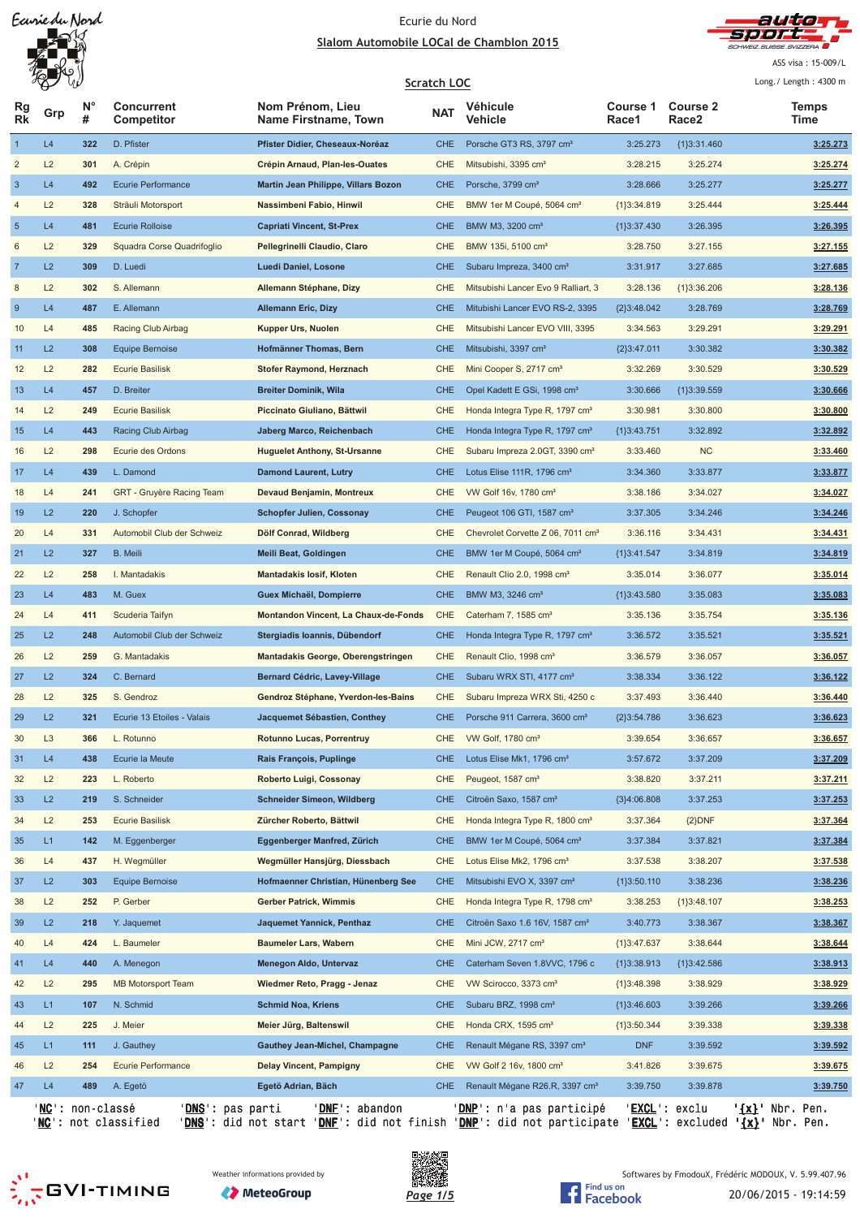Ecurie du Nord

## Slalom Automobile LOCal de Chamblon 2015

ASS visa : 15-009/L

### Scratch LOC

Long./ Length : 4300 m

| Rg Rk | Grp | N° # | Concurrent Competitor | Nom Prénom, Lieu Name Firstname, Town | NAT | Véhicule Vehicle | Course 1 Race1 | Course 2 Race2 | Temps Time |
|---|---|---|---|---|---|---|---|---|---|
| 1 | L4 | 322 | D. Pfister | Pfister Didier, Cheseaux-Noréaz | CHE | Porsche GT3 RS, 3797 cm³ | 3:25.273 | {1}3:31.460 | 3:25.273 |
| 2 | L2 | 301 | A. Crépin | Crépin Arnaud, Plan-les-Ouates | CHE | Mitsubishi, 3395 cm³ | 3:28.215 | 3:25.274 | 3:25.274 |
| 3 | L4 | 492 | Ecurie Performance | Martin Jean Philippe, Villars Bozon | CHE | Porsche, 3799 cm³ | 3:28.666 | 3:25.277 | 3:25.277 |
| 4 | L2 | 328 | Sträuli Motorsport | Nassimbeni Fabio, Hinwil | CHE | BMW 1er M Coupé, 5064 cm³ | {1}3:34.819 | 3:25.444 | 3:25.444 |
| 5 | L4 | 481 | Ecurie Rolloise | Capriati Vincent, St-Prex | CHE | BMW M3, 3200 cm³ | {1}3:37.430 | 3:26.395 | 3:26.395 |
| 6 | L2 | 329 | Squadra Corse Quadrifoglio | Pellegrinelli Claudio, Claro | CHE | BMW 135i, 5100 cm³ | 3:28.750 | 3:27.155 | 3:27.155 |
| 7 | L2 | 309 | D. Luedi | Luedi Daniel, Losone | CHE | Subaru Impreza, 3400 cm³ | 3:31.917 | 3:27.685 | 3:27.685 |
| 8 | L2 | 302 | S. Allemann | Allemann Stéphane, Dizy | CHE | Mitsubishi Lancer Evo 9 Ralliart, 3 | 3:28.136 | {1}3:36.206 | 3:28.136 |
| 9 | L4 | 487 | E. Allemann | Allemann Eric, Dizy | CHE | Mitubishi Lancer EVO RS-2, 3395 | {2}3:48.042 | 3:28.769 | 3:28.769 |
| 10 | L4 | 485 | Racing Club Airbag | Kupper Urs, Nuolen | CHE | Mitsubishi Lancer EVO VIII, 3395 | 3:34.563 | 3:29.291 | 3:29.291 |
| 11 | L2 | 308 | Equipe Bernoise | Hofmänner Thomas, Bern | CHE | Mitsubishi, 3397 cm³ | {2}3:47.011 | 3:30.382 | 3:30.382 |
| 12 | L2 | 282 | Ecurie Basilisk | Stofer Raymond, Herznach | CHE | Mini Cooper S, 2717 cm³ | 3:32.269 | 3:30.529 | 3:30.529 |
| 13 | L4 | 457 | D. Breiter | Breiter Dominik, Wila | CHE | Opel Kadett E GSi, 1998 cm³ | 3:30.666 | {1}3:39.559 | 3:30.666 |
| 14 | L2 | 249 | Ecurie Basilisk | Piccinato Giuliano, Bättwil | CHE | Honda Integra Type R, 1797 cm³ | 3:30.981 | 3:30.800 | 3:30.800 |
| 15 | L4 | 443 | Racing Club Airbag | Jaberg Marco, Reichenbach | CHE | Honda Integra Type R, 1797 cm³ | {1}3:43.751 | 3:32.892 | 3:32.892 |
| 16 | L2 | 298 | Ecurie des Ordons | Huguelet Anthony, St-Ursanne | CHE | Subaru Impreza 2.0GT, 3390 cm³ | 3:33.460 | NC | 3:33.460 |
| 17 | L4 | 439 | L. Damond | Damond Laurent, Lutry | CHE | Lotus Elise 111R, 1796 cm³ | 3:34.360 | 3:33.877 | 3:33.877 |
| 18 | L4 | 241 | GRT - Gruyère Racing Team | Devaud Benjamin, Montreux | CHE | VW Golf 16v, 1780 cm³ | 3:38.186 | 3:34.027 | 3:34.027 |
| 19 | L2 | 220 | J. Schopfer | Schopfer Julien, Cossonay | CHE | Peugeot 106 GTI, 1587 cm³ | 3:37.305 | 3:34.246 | 3:34.246 |
| 20 | L4 | 331 | Automobil Club der Schweiz | Dölf Conrad, Wildberg | CHE | Chevrolet Corvette Z 06, 7011 cm³ | 3:36.116 | 3:34.431 | 3:34.431 |
| 21 | L2 | 327 | B. Meili | Meili Beat, Goldingen | CHE | BMW 1er M Coupé, 5064 cm³ | {1}3:41.547 | 3:34.819 | 3:34.819 |
| 22 | L2 | 258 | I. Mantadakis | Mantadakis Iosif, Kloten | CHE | Renault Clio 2.0, 1998 cm³ | 3:35.014 | 3:36.077 | 3:35.014 |
| 23 | L4 | 483 | M. Guex | Guex Michaël, Dompierre | CHE | BMW M3, 3246 cm³ | {1}3:43.580 | 3:35.083 | 3:35.083 |
| 24 | L4 | 411 | Scuderia Taifyn | Montandon Vincent, La Chaux-de-Fonds | CHE | Caterham 7, 1585 cm³ | 3:35.136 | 3:35.754 | 3:35.136 |
| 25 | L2 | 248 | Automobil Club der Schweiz | Stergiadis Ioannis, Dübendorf | CHE | Honda Integra Type R, 1797 cm³ | 3:36.572 | 3:35.521 | 3:35.521 |
| 26 | L2 | 259 | G. Mantadakis | Mantadakis George, Oberengstringen | CHE | Renault Clio, 1998 cm³ | 3:36.579 | 3:36.057 | 3:36.057 |
| 27 | L2 | 324 | C. Bernard | Bernard Cédric, Lavey-Village | CHE | Subaru WRX STI, 4177 cm³ | 3:38.334 | 3:36.122 | 3:36.122 |
| 28 | L2 | 325 | S. Gendroz | Gendroz Stéphane, Yverdon-les-Bains | CHE | Subaru Impreza WRX Sti, 4250 c | 3:37.493 | 3:36.440 | 3:36.440 |
| 29 | L2 | 321 | Ecurie 13 Etoiles - Valais | Jacquemet Sébastien, Conthey | CHE | Porsche 911 Carrera, 3600 cm³ | {2}3:54.786 | 3:36.623 | 3:36.623 |
| 30 | L3 | 366 | L. Rotunno | Rotunno Lucas, Porrentruy | CHE | VW Golf, 1780 cm³ | 3:39.654 | 3:36.657 | 3:36.657 |
| 31 | L4 | 438 | Ecurie la Meute | Rais François, Puplinge | CHE | Lotus Elise Mk1, 1796 cm³ | 3:57.672 | 3:37.209 | 3:37.209 |
| 32 | L2 | 223 | L. Roberto | Roberto Luigi, Cossonay | CHE | Peugeot, 1587 cm³ | 3:38.820 | 3:37.211 | 3:37.211 |
| 33 | L2 | 219 | S. Schneider | Schneider Simeon, Wildberg | CHE | Citroën Saxo, 1587 cm³ | {3}4:06.808 | 3:37.253 | 3:37.253 |
| 34 | L2 | 253 | Ecurie Basilisk | Zürcher Roberto, Bättwil | CHE | Honda Integra Type R, 1800 cm³ | 3:37.364 | {2}DNF | 3:37.364 |
| 35 | L1 | 142 | M. Eggenberger | Eggenberger Manfred, Zürich | CHE | BMW 1er M Coupé, 5064 cm³ | 3:37.384 | 3:37.821 | 3:37.384 |
| 36 | L4 | 437 | H. Wegmüller | Wegmüller Hansjürg, Diessbach | CHE | Lotus Elise Mk2, 1796 cm³ | 3:37.538 | 3:38.207 | 3:37.538 |
| 37 | L2 | 303 | Equipe Bernoise | Hofmaenner Christian, Hünenberg See | CHE | Mitsubishi EVO X, 3397 cm³ | {1}3:50.110 | 3:38.236 | 3:38.236 |
| 38 | L2 | 252 | P. Gerber | Gerber Patrick, Wimmis | CHE | Honda Integra Type R, 1798 cm³ | 3:38.253 | {1}3:48.107 | 3:38.253 |
| 39 | L2 | 218 | Y. Jaquemet | Jaquemet Yannick, Penthaz | CHE | Citroën Saxo 1.6 16V, 1587 cm³ | 3:40.773 | 3:38.367 | 3:38.367 |
| 40 | L4 | 424 | L. Baumeler | Baumeler Lars, Wabern | CHE | Mini JCW, 2717 cm³ | {1}3:47.637 | 3:38.644 | 3:38.644 |
| 41 | L4 | 440 | A. Menegon | Menegon Aldo, Untervaz | CHE | Caterham Seven 1.8VVC, 1796 c | {1}3:38.913 | {1}3:42.586 | 3:38.913 |
| 42 | L2 | 295 | MB Motorsport Team | Wiedmer Reto, Pragg - Jenaz | CHE | VW Scirocco, 3373 cm³ | {1}3:48.398 | 3:38.929 | 3:38.929 |
| 43 | L1 | 107 | N. Schmid | Schmid Noa, Kriens | CHE | Subaru BRZ, 1998 cm³ | {1}3:46.603 | 3:39.266 | 3:39.266 |
| 44 | L2 | 225 | J. Meier | Meier Jürg, Baltenswil | CHE | Honda CRX, 1595 cm³ | {1}3:50.344 | 3:39.338 | 3:39.338 |
| 45 | L1 | 111 | J. Gauthey | Gauthey Jean-Michel, Champagne | CHE | Renault Mégane RS, 3397 cm³ | DNF | 3:39.592 | 3:39.592 |
| 46 | L2 | 254 | Ecurie Performance | Delay Vincent, Pampigny | CHE | VW Golf 2 16v, 1800 cm³ | 3:41.826 | 3:39.675 | 3:39.675 |
| 47 | L4 | 489 | A. Egetö | Egetö Adrian, Bäch | CHE | Renault Mégane R26.R, 3397 cm³ | 3:39.750 | 3:39.878 | 3:39.750 |

'NC': non-classé 'DNS': pas parti 'DNF': abandon 'DNP': n'a pas participé 'EXCL': exclu '{x}' Nbr. Pen.
'NC': not classified 'DNS': did not start 'DNF': did not finish 'DNP': did not participate 'EXCL': excluded '{x}' Nbr. Pen.

Weather informations provided by MeteoGroup

Softwares by FmodouX, Frédéric MODOUX, V. 5.99.407.96

20/06/2015 - 19:14:59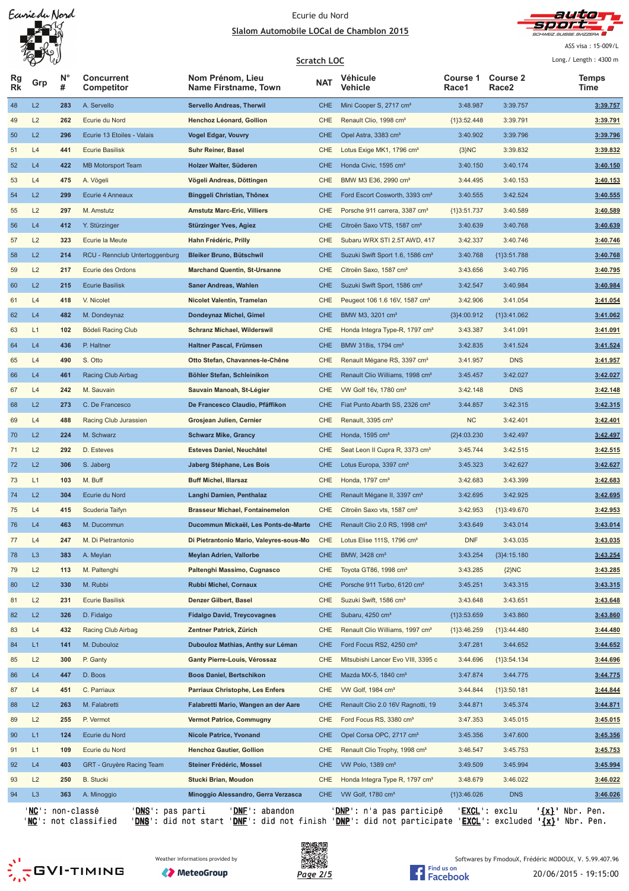Ecurie du Nord

## Slalom Automobile LOCal de Chamblon 2015

ASS visa : 15-009/L

### Scratch LOC

Long./ Length : 4300 m

| Rg Rk | Grp | N° # | Concurrent Competitor | Nom Prénom, Lieu Name Firstname, Town | NAT | Véhicule Vehicle | Course 1 Race1 | Course 2 Race2 | Temps Time |
|---|---|---|---|---|---|---|---|---|---|
| 48 | L2 | 283 | A. Servello | Servello Andreas, Therwil | CHE | Mini Cooper S, 2717 cm³ | 3:48.987 | 3:39.757 | 3:39.757 |
| 49 | L2 | 262 | Ecurie du Nord | Henchoz Léonard, Gollion | CHE | Renault Clio, 1998 cm³ | {1}3:52.448 | 3:39.791 | 3:39.791 |
| 50 | L2 | 296 | Ecurie 13 Etoiles - Valais | Vogel Edgar, Vouvry | CHE | Opel Astra, 3383 cm³ | 3:40.902 | 3:39.796 | 3:39.796 |
| 51 | L4 | 441 | Ecurie Basilisk | Suhr Reiner, Basel | CHE | Lotus Exige MK1, 1796 cm³ | {3}NC | 3:39.832 | 3:39.832 |
| 52 | L4 | 422 | MB Motorsport Team | Holzer Walter, Süderen | CHE | Honda Civic, 1595 cm³ | 3:40.150 | 3:40.174 | 3:40.150 |
| 53 | L4 | 475 | A. Vögeli | Vögeli Andreas, Döttingen | CHE | BMW M3 E36, 2990 cm³ | 3:44.495 | 3:40.153 | 3:40.153 |
| 54 | L2 | 299 | Ecurie 4 Anneaux | Binggeli Christian, Thônex | CHE | Ford Escort Cosworth, 3393 cm³ | 3:40.555 | 3:42.524 | 3:40.555 |
| 55 | L2 | 297 | M. Amstutz | Amstutz Marc-Eric, Villiers | CHE | Porsche 911 carrera, 3387 cm³ | {1}3:51.737 | 3:40.589 | 3:40.589 |
| 56 | L4 | 412 | Y. Stürzinger | Stürzinger Yves, Agiez | CHE | Citroën Saxo VTS, 1587 cm³ | 3:40.639 | 3:40.768 | 3:40.639 |
| 57 | L2 | 323 | Ecurie la Meute | Hahn Frédéric, Prilly | CHE | Subaru WRX STI 2.5T AWD, 417 | 3:42.337 | 3:40.746 | 3:40.746 |
| 58 | L2 | 214 | RCU - Rennclub Untertoggenburg | Bleiker Bruno, Bütschwil | CHE | Suzuki Swift Sport 1.6, 1586 cm³ | 3:40.768 | {1}3:51.788 | 3:40.768 |
| 59 | L2 | 217 | Ecurie des Ordons | Marchand Quentin, St-Ursanne | CHE | Citroën Saxo, 1587 cm³ | 3:43.656 | 3:40.795 | 3:40.795 |
| 60 | L2 | 215 | Ecurie Basilisk | Saner Andreas, Wahlen | CHE | Suzuki Swift Sport, 1586 cm³ | 3:42.547 | 3:40.984 | 3:40.984 |
| 61 | L4 | 418 | V. Nicolet | Nicolet Valentin, Tramelan | CHE | Peugeot 106 1.6 16V, 1587 cm³ | 3:42.906 | 3:41.054 | 3:41.054 |
| 62 | L4 | 482 | M. Dondeynaz | Dondeynaz Michel, Gimel | CHE | BMW M3, 3201 cm³ | {3}4:00.912 | {1}3:41.062 | 3:41.062 |
| 63 | L1 | 102 | Bödeli Racing Club | Schranz Michael, Wilderswil | CHE | Honda Integra Type-R, 1797 cm³ | 3:43.387 | 3:41.091 | 3:41.091 |
| 64 | L4 | 436 | P. Haltner | Haltner Pascal, Frümsen | CHE | BMW 318is, 1794 cm³ | 3:42.835 | 3:41.524 | 3:41.524 |
| 65 | L4 | 490 | S. Otto | Otto Stefan, Chavannes-le-Chêne | CHE | Renault Mégane RS, 3397 cm³ | 3:41.957 | DNS | 3:41.957 |
| 66 | L4 | 461 | Racing Club Airbag | Böhler Stefan, Schleinikon | CHE | Renault Clio Williams, 1998 cm³ | 3:45.457 | 3:42.027 | 3:42.027 |
| 67 | L4 | 242 | M. Sauvain | Sauvain Manoah, St-Légier | CHE | VW Golf 16v, 1780 cm³ | 3:42.148 | DNS | 3:42.148 |
| 68 | L2 | 273 | C. De Francesco | De Francesco Claudio, Pfäffikon | CHE | Fiat Punto Abarth SS, 2326 cm³ | 3:44.857 | 3:42.315 | 3:42.315 |
| 69 | L4 | 488 | Racing Club Jurassien | Grosjean Julien, Cernier | CHE | Renault, 3395 cm³ | NC | 3:42.401 | 3:42.401 |
| 70 | L2 | 224 | M. Schwarz | Schwarz Mike, Grancy | CHE | Honda, 1595 cm³ | {2}4:03.230 | 3:42.497 | 3:42.497 |
| 71 | L2 | 292 | D. Esteves | Esteves Daniel, Neuchâtel | CHE | Seat Leon II Cupra R, 3373 cm³ | 3:45.744 | 3:42.515 | 3:42.515 |
| 72 | L2 | 306 | S. Jaberg | Jaberg Stéphane, Les Bois | CHE | Lotus Europa, 3397 cm³ | 3:45.323 | 3:42.627 | 3:42.627 |
| 73 | L1 | 103 | M. Buff | Buff Michel, Illarsaz | CHE | Honda, 1797 cm³ | 3:42.683 | 3:43.399 | 3:42.683 |
| 74 | L2 | 304 | Ecurie du Nord | Langhi Damien, Penthalaz | CHE | Renault Mégane II, 3397 cm³ | 3:42.695 | 3:42.925 | 3:42.695 |
| 75 | L4 | 415 | Scuderia Taifyn | Brasseur Michael, Fontainemelon | CHE | Citroën Saxo vts, 1587 cm³ | 3:42.953 | {1}3:49.670 | 3:42.953 |
| 76 | L4 | 463 | M. Ducommun | Ducommun Mickaël, Les Ponts-de-Marte | CHE | Renault Clio 2.0 RS, 1998 cm³ | 3:43.649 | 3:43.014 | 3:43.014 |
| 77 | L4 | 247 | M. Di Pietrantonio | Di Pietrantonio Mario, Valeyres-sous-Mo | CHE | Lotus Elise 111S, 1796 cm³ | DNF | 3:43.035 | 3:43.035 |
| 78 | L3 | 383 | A. Meylan | Meylan Adrien, Vallorbe | CHE | BMW, 3428 cm³ | 3:43.254 | {3}4:15.180 | 3:43.254 |
| 79 | L2 | 113 | M. Paltenghi | Paltenghi Massimo, Cugnasco | CHE | Toyota GT86, 1998 cm³ | 3:43.285 | {2}NC | 3:43.285 |
| 80 | L2 | 330 | M. Rubbi | Rubbi Michel, Cornaux | CHE | Porsche 911 Turbo, 6120 cm³ | 3:45.251 | 3:43.315 | 3:43.315 |
| 81 | L2 | 231 | Ecurie Basilisk | Denzer Gilbert, Basel | CHE | Suzuki Swift, 1586 cm³ | 3:43.648 | 3:43.651 | 3:43.648 |
| 82 | L2 | 326 | D. Fidalgo | Fidalgo David, Treycovagnes | CHE | Subaru, 4250 cm³ | {1}3:53.659 | 3:43.860 | 3:43.860 |
| 83 | L4 | 432 | Racing Club Airbag | Zentner Patrick, Zürich | CHE | Renault Clio Williams, 1997 cm³ | {1}3:46.259 | {1}3:44.480 | 3:44.480 |
| 84 | L1 | 141 | M. Dubouloz | Dubouloz Mathias, Anthy sur Léman | CHE | Ford Focus RS2, 4250 cm³ | 3:47.281 | 3:44.652 | 3:44.652 |
| 85 | L2 | 300 | P. Ganty | Ganty Pierre-Louis, Vérossaz | CHE | Mitsubishi Lancer Evo VIII, 3395 c | 3:44.696 | {1}3:54.134 | 3:44.696 |
| 86 | L4 | 447 | D. Boos | Boos Daniel, Bertschikon | CHE | Mazda MX-5, 1840 cm³ | 3:47.874 | 3:44.775 | 3:44.775 |
| 87 | L4 | 451 | C. Parriaux | Parriaux Christophe, Les Enfers | CHE | VW Golf, 1984 cm³ | 3:44.844 | {1}3:50.181 | 3:44.844 |
| 88 | L2 | 263 | M. Falabretti | Falabretti Mario, Wangen an der Aare | CHE | Renault Clio 2.0 16V Ragnotti, 19 | 3:44.871 | 3:45.374 | 3:44.871 |
| 89 | L2 | 255 | P. Vermot | Vermot Patrice, Commugny | CHE | Ford Focus RS, 3380 cm³ | 3:47.353 | 3:45.015 | 3:45.015 |
| 90 | L1 | 124 | Ecurie du Nord | Nicole Patrice, Yvonand | CHE | Opel Corsa OPC, 2717 cm³ | 3:45.356 | 3:47.600 | 3:45.356 |
| 91 | L1 | 109 | Ecurie du Nord | Henchoz Gautier, Gollion | CHE | Renault Clio Trophy, 1998 cm³ | 3:46.547 | 3:45.753 | 3:45.753 |
| 92 | L4 | 403 | GRT - Gruyère Racing Team | Steiner Frédéric, Mossel | CHE | VW Polo, 1389 cm³ | 3:49.509 | 3:45.994 | 3:45.994 |
| 93 | L2 | 250 | B. Stucki | Stucki Brian, Moudon | CHE | Honda Integra Type R, 1797 cm³ | 3:48.679 | 3:46.022 | 3:46.022 |
| 94 | L3 | 363 | A. Minoggio | Minoggio Alessandro, Gerra Verzasca | CHE | VW Golf, 1780 cm³ | {1}3:46.026 | DNS | 3:46.026 |

'NC': non-classé 'DNS': pas parti 'DNF': abandon 'DNP': n'a pas participé 'EXCL': exclu '{x}' Nbr. Pen.
'NC': not classified 'DNS': did not start 'DNF': did not finish 'DNP': did not participate 'EXCL': excluded '{x}' Nbr. Pen.

GVI-TIMING

Weather informations provided by MeteoGroup

Find us on Facebook

Softwares by FmodouX, Frédéric MODOUX, V. 5.99.407.96

20/06/2015 - 19:15:00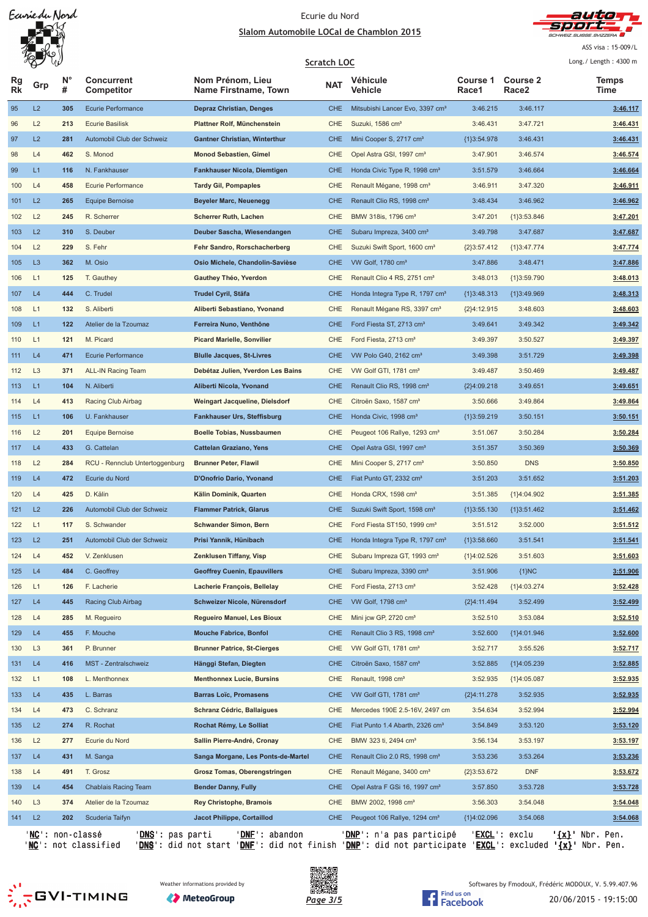Ecurie du Nord

## Slalom Automobile LOCal de Chamblon 2015

ASS visa : 15-009/L

### Scratch LOC

Long./ Length : 4300 m

| Rg Rk | Grp | N° # | Concurrent Competitor | Nom Prénom, Lieu Name Firstname, Town | NAT | Véhicule Vehicle | Course 1 Race1 | Course 2 Race2 | Temps Time |
|---|---|---|---|---|---|---|---|---|---|
| 95 | L2 | 305 | Ecurie Performance | Depraz Christian, Denges | CHE | Mitsubishi Lancer Evo, 3397 cm³ | 3:46.215 | 3:46.117 | 3:46.117 |
| 96 | L2 | 213 | Ecurie Basilisk | Plattner Rolf, Münchenstein | CHE | Suzuki, 1586 cm³ | 3:46.431 | 3:47.721 | 3:46.431 |
| 97 | L2 | 281 | Automobil Club der Schweiz | Gantner Christian, Winterthur | CHE | Mini Cooper S, 2717 cm³ | {1}3:54.978 | 3:46.431 | 3:46.431 |
| 98 | L4 | 462 | S. Monod | Monod Sebastien, Gimel | CHE | Opel Astra GSI, 1997 cm³ | 3:47.901 | 3:46.574 | 3:46.574 |
| 99 | L1 | 116 | N. Fankhauser | Fankhauser Nicola, Diemtigen | CHE | Honda Civic Type R, 1998 cm³ | 3:51.579 | 3:46.664 | 3:46.664 |
| 100 | L4 | 458 | Ecurie Performance | Tardy Gil, Pompaples | CHE | Renault Mégane, 1998 cm³ | 3:46.911 | 3:47.320 | 3:46.911 |
| 101 | L2 | 265 | Equipe Bernoise | Beyeler Marc, Neuenegg | CHE | Renault Clio RS, 1998 cm³ | 3:48.434 | 3:46.962 | 3:46.962 |
| 102 | L2 | 245 | R. Scherrer | Scherrer Ruth, Lachen | CHE | BMW 318is, 1796 cm³ | 3:47.201 | {1}3:53.846 | 3:47.201 |
| 103 | L2 | 310 | S. Deuber | Deuber Sascha, Wiesendangen | CHE | Subaru Impreza, 3400 cm³ | 3:49.798 | 3:47.687 | 3:47.687 |
| 104 | L2 | 229 | S. Fehr | Fehr Sandro, Rorschacherberg | CHE | Suzuki Swift Sport, 1600 cm³ | {2}3:57.412 | {1}3:47.774 | 3:47.774 |
| 105 | L3 | 362 | M. Osio | Osio Michele, Chandolin-Savièse | CHE | VW Golf, 1780 cm³ | 3:47.886 | 3:48.471 | 3:47.886 |
| 106 | L1 | 125 | T. Gauthey | Gauthey Théo, Yverdon | CHE | Renault Clio 4 RS, 2751 cm³ | 3:48.013 | {1}3:59.790 | 3:48.013 |
| 107 | L4 | 444 | C. Trudel | Trudel Cyril, Stäfa | CHE | Honda Integra Type R, 1797 cm³ | {1}3:48.313 | {1}3:49.969 | 3:48.313 |
| 108 | L1 | 132 | S. Aliberti | Aliberti Sebastiano, Yvonand | CHE | Renault Mégane RS, 3397 cm³ | {2}4:12.915 | 3:48.603 | 3:48.603 |
| 109 | L1 | 122 | Atelier de la Tzoumaz | Ferreira Nuno, Venthône | CHE | Ford Fiesta ST, 2713 cm³ | 3:49.641 | 3:49.342 | 3:49.342 |
| 110 | L1 | 121 | M. Picard | Picard Marielle, Sonvilier | CHE | Ford Fiesta, 2713 cm³ | 3:49.397 | 3:50.527 | 3:49.397 |
| 111 | L4 | 471 | Ecurie Performance | Blulle Jacques, St-Livres | CHE | VW Polo G40, 2162 cm³ | 3:49.398 | 3:51.729 | 3:49.398 |
| 112 | L3 | 371 | ALL-IN Racing Team | Debétaz Julien, Yverdon Les Bains | CHE | VW Golf GTI, 1781 cm³ | 3:49.487 | 3:50.469 | 3:49.487 |
| 113 | L1 | 104 | N. Aliberti | Aliberti Nicola, Yvonand | CHE | Renault Clio RS, 1998 cm³ | {2}4:09.218 | 3:49.651 | 3:49.651 |
| 114 | L4 | 413 | Racing Club Airbag | Weingart Jacqueline, Dielsdorf | CHE | Citroën Saxo, 1587 cm³ | 3:50.666 | 3:49.864 | 3:49.864 |
| 115 | L1 | 106 | U. Fankhauser | Fankhauser Urs, Steffisburg | CHE | Honda Civic, 1998 cm³ | {1}3:59.219 | 3:50.151 | 3:50.151 |
| 116 | L2 | 201 | Equipe Bernoise | Boelle Tobias, Nussbaumen | CHE | Peugeot 106 Rallye, 1293 cm³ | 3:51.067 | 3:50.284 | 3:50.284 |
| 117 | L4 | 433 | G. Cattelan | Cattelan Graziano, Yens | CHE | Opel Astra GSI, 1997 cm³ | 3:51.357 | 3:50.369 | 3:50.369 |
| 118 | L2 | 284 | RCU - Rennclub Untertoggenburg | Brunner Peter, Flawil | CHE | Mini Cooper S, 2717 cm³ | 3:50.850 | DNS | 3:50.850 |
| 119 | L4 | 472 | Ecurie du Nord | D'Onofrio Dario, Yvonand | CHE | Fiat Punto GT, 2332 cm³ | 3:51.203 | 3:51.652 | 3:51.203 |
| 120 | L4 | 425 | D. Kälin | Kälin Dominik, Quarten | CHE | Honda CRX, 1598 cm³ | 3:51.385 | {1}4:04.902 | 3:51.385 |
| 121 | L2 | 226 | Automobil Club der Schweiz | Flammer Patrick, Glarus | CHE | Suzuki Swift Sport, 1598 cm³ | {1}3:55.130 | {1}3:51.462 | 3:51.462 |
| 122 | L1 | 117 | S. Schwander | Schwander Simon, Bern | CHE | Ford Fiesta ST150, 1999 cm³ | 3:51.512 | 3:52.000 | 3:51.512 |
| 123 | L2 | 251 | Automobil Club der Schweiz | Prisi Yannik, Hünibach | CHE | Honda Integra Type R, 1797 cm³ | {1}3:58.660 | 3:51.541 | 3:51.541 |
| 124 | L4 | 452 | V. Zenklusen | Zenklusen Tiffany, Visp | CHE | Subaru Impreza GT, 1993 cm³ | {1}4:02.526 | 3:51.603 | 3:51.603 |
| 125 | L4 | 484 | C. Geoffrey | Geoffrey Cuenin, Epauvillers | CHE | Subaru Impreza, 3390 cm³ | 3:51.906 | {1}NC | 3:51.906 |
| 126 | L1 | 126 | F. Lacherie | Lacherie François, Bellelay | CHE | Ford Fiesta, 2713 cm³ | 3:52.428 | {1}4:03.274 | 3:52.428 |
| 127 | L4 | 445 | Racing Club Airbag | Schweizer Nicole, Nürensdorf | CHE | VW Golf, 1798 cm³ | {2}4:11.494 | 3:52.499 | 3:52.499 |
| 128 | L4 | 285 | M. Regueiro | Regueiro Manuel, Les Bioux | CHE | Mini jcw GP, 2720 cm³ | 3:52.510 | 3:53.084 | 3:52.510 |
| 129 | L4 | 455 | F. Mouche | Mouche Fabrice, Bonfol | CHE | Renault Clio 3 RS, 1998 cm³ | 3:52.600 | {1}4:01.946 | 3:52.600 |
| 130 | L3 | 361 | P. Brunner | Brunner Patrice, St-Cierges | CHE | VW Golf GTI, 1781 cm³ | 3:52.717 | 3:55.526 | 3:52.717 |
| 131 | L4 | 416 | MST - Zentralschweiz | Hänggi Stefan, Diegten | CHE | Citroën Saxo, 1587 cm³ | 3:52.885 | {1}4:05.239 | 3:52.885 |
| 132 | L1 | 108 | L. Menthonnex | Menthonnex Lucie, Bursins | CHE | Renault, 1998 cm³ | 3:52.935 | {1}4:05.087 | 3:52.935 |
| 133 | L4 | 435 | L. Barras | Barras Loïc, Promasens | CHE | VW Golf GTI, 1781 cm³ | {2}4:11.278 | 3:52.935 | 3:52.935 |
| 134 | L4 | 473 | C. Schranz | Schranz Cédric, Ballaigues | CHE | Mercedes 190E 2.5-16V, 2497 cm | 3:54.634 | 3:52.994 | 3:52.994 |
| 135 | L2 | 274 | R. Rochat | Rochat Rémy, Le Solliat | CHE | Fiat Punto 1.4 Abarth, 2326 cm³ | 3:54.849 | 3:53.120 | 3:53.120 |
| 136 | L2 | 277 | Ecurie du Nord | Sallin Pierre-André, Cronay | CHE | BMW 323 ti, 2494 cm³ | 3:56.134 | 3:53.197 | 3:53.197 |
| 137 | L4 | 431 | M. Sanga | Sanga Morgane, Les Ponts-de-Martel | CHE | Renault Clio 2.0 RS, 1998 cm³ | 3:53.236 | 3:53.264 | 3:53.236 |
| 138 | L4 | 491 | T. Grosz | Grosz Tomas, Oberengstringen | CHE | Renault Mégane, 3400 cm³ | {2}3:53.672 | DNF | 3:53.672 |
| 139 | L4 | 454 | Chablais Racing Team | Bender Danny, Fully | CHE | Opel Astra F GSi 16, 1997 cm³ | 3:57.850 | 3:53.728 | 3:53.728 |
| 140 | L3 | 374 | Atelier de la Tzoumaz | Rey Christophe, Bramois | CHE | BMW 2002, 1998 cm³ | 3:56.303 | 3:54.048 | 3:54.048 |
| 141 | L2 | 202 | Scuderia Taifyn | Jacot Philippe, Cortaillod | CHE | Peugeot 106 Rallye, 1294 cm³ | {1}4:02.096 | 3:54.068 | 3:54.068 |

'NC': non-classé 'DNS': pas parti 'DNF': abandon 'DNP': n'a pas participé 'EXCL': exclu '{x}' Nbr. Pen.
'NC': not classified 'DNS': did not start 'DNF': did not finish 'DNP': did not participate 'EXCL': excluded '{x}' Nbr. Pen.

Weather informations provided by MeteoGroup — Softwares by FmodouX, Frédéric MODOUX, V. 5.99.407.96 — 20/06/2015 - 19:15:00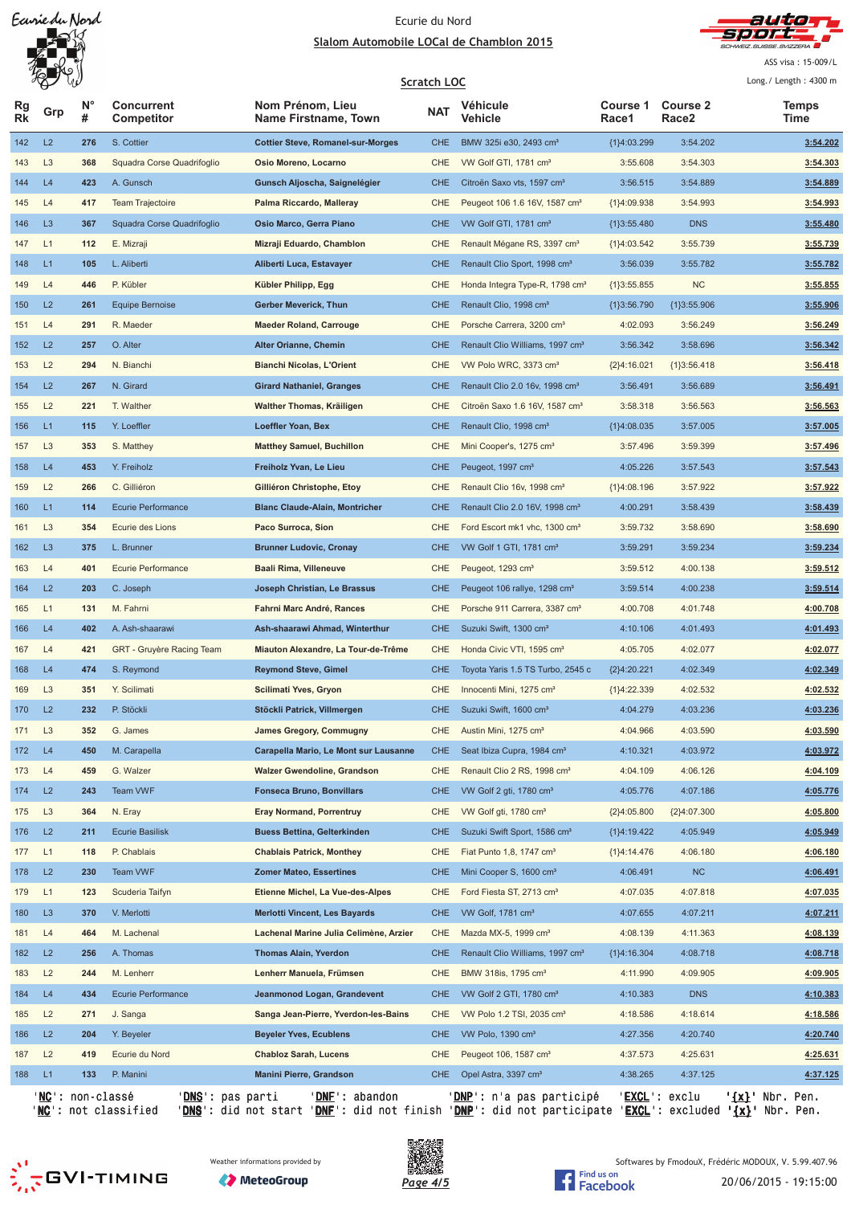Ecurie du Nord

Slalom Automobile LOCal de Chamblon 2015

ASS visa : 15-009/L

Scratch LOC

Long./ Length : 4300 m

| Rg Rk | Grp | N° # | Concurrent Competitor | Nom Prénom, Lieu Name Firstname, Town | NAT | Véhicule Vehicle | Course 1 Race1 | Course 2 Race2 | Temps Time |
|---|---|---|---|---|---|---|---|---|---|
| 142 | L2 | 276 | S. Cottier | **Cottier Steve, Romanel-sur-Morges** | CHE | BMW 325i e30, 2493 cm³ | {1}4:03.299 | 3:54.202 | **3:54.202** |
| 143 | L3 | 368 | Squadra Corse Quadrifoglio | **Osio Moreno, Locarno** | CHE | VW Golf GTI, 1781 cm³ | 3:55.608 | 3:54.303 | **3:54.303** |
| 144 | L4 | 423 | A. Gunsch | **Gunsch Aljoscha, Saignelégier** | CHE | Citroën Saxo vts, 1597 cm³ | 3:56.515 | 3:54.889 | **3:54.889** |
| 145 | L4 | 417 | Team Trajectoire | **Palma Riccardo, Malleray** | CHE | Peugeot 106 1.6 16V, 1587 cm³ | {1}4:09.938 | 3:54.993 | **3:54.993** |
| 146 | L3 | 367 | Squadra Corse Quadrifoglio | **Osio Marco, Gerra Piano** | CHE | VW Golf GTI, 1781 cm³ | {1}3:55.480 | DNS | **3:55.480** |
| 147 | L1 | 112 | E. Mizraji | **Mizraji Eduardo, Chamblon** | CHE | Renault Mégane RS, 3397 cm³ | {1}4:03.542 | 3:55.739 | **3:55.739** |
| 148 | L1 | 105 | L. Aliberti | **Aliberti Luca, Estavayer** | CHE | Renault Clio Sport, 1998 cm³ | 3:56.039 | 3:55.782 | **3:55.782** |
| 149 | L4 | 446 | P. Kübler | **Kübler Philipp, Egg** | CHE | Honda Integra Type-R, 1798 cm³ | {1}3:55.855 | NC | **3:55.855** |
| 150 | L2 | 261 | Equipe Bernoise | **Gerber Meverick, Thun** | CHE | Renault Clio, 1998 cm³ | {1}3:56.790 | {1}3:55.906 | **3:55.906** |
| 151 | L4 | 291 | R. Maeder | **Maeder Roland, Carrouge** | CHE | Porsche Carrera, 3200 cm³ | 4:02.093 | 3:56.249 | **3:56.249** |
| 152 | L2 | 257 | O. Alter | **Alter Orianne, Chemin** | CHE | Renault Clio Williams, 1997 cm³ | 3:56.342 | 3:58.696 | **3:56.342** |
| 153 | L2 | 294 | N. Bianchi | **Bianchi Nicolas, L'Orient** | CHE | VW Polo WRC, 3373 cm³ | {2}4:16.021 | {1}3:56.418 | **3:56.418** |
| 154 | L2 | 267 | N. Girard | **Girard Nathaniel, Granges** | CHE | Renault Clio 2.0 16v, 1998 cm³ | 3:56.491 | 3:56.689 | **3:56.491** |
| 155 | L2 | 221 | T. Walther | **Walther Thomas, Kräiligen** | CHE | Citroën Saxo 1.6 16V, 1587 cm³ | 3:58.318 | 3:56.563 | **3:56.563** |
| 156 | L1 | 115 | Y. Loeffler | **Loeffler Yoan, Bex** | CHE | Renault Clio, 1998 cm³ | {1}4:08.035 | 3:57.005 | **3:57.005** |
| 157 | L3 | 353 | S. Matthey | **Matthey Samuel, Buchillon** | CHE | Mini Cooper's, 1275 cm³ | 3:57.496 | 3:59.399 | **3:57.496** |
| 158 | L4 | 453 | Y. Freiholz | **Freiholz Yvan, Le Lieu** | CHE | Peugeot, 1997 cm³ | 4:05.226 | 3:57.543 | **3:57.543** |
| 159 | L2 | 266 | C. Gilliéron | **Gilliéron Christophe, Etoy** | CHE | Renault Clio 16v, 1998 cm³ | {1}4:08.196 | 3:57.922 | **3:57.922** |
| 160 | L1 | 114 | Ecurie Performance | **Blanc Claude-Alain, Montricher** | CHE | Renault Clio 2.0 16V, 1998 cm³ | 4:00.291 | 3:58.439 | **3:58.439** |
| 161 | L3 | 354 | Ecurie des Lions | **Paco Surroca, Sion** | CHE | Ford Escort mk1 vhc, 1300 cm³ | 3:59.732 | 3:58.690 | **3:58.690** |
| 162 | L3 | 375 | L. Brunner | **Brunner Ludovic, Cronay** | CHE | VW Golf 1 GTI, 1781 cm³ | 3:59.291 | 3:59.234 | **3:59.234** |
| 163 | L4 | 401 | Ecurie Performance | **Baali Rima, Villeneuve** | CHE | Peugeot, 1293 cm³ | 3:59.512 | 4:00.138 | **3:59.512** |
| 164 | L2 | 203 | C. Joseph | **Joseph Christian, Le Brassus** | CHE | Peugeot 106 rallye, 1298 cm³ | 3:59.514 | 4:00.238 | **3:59.514** |
| 165 | L1 | 131 | M. Fahrni | **Fahrni Marc André, Rances** | CHE | Porsche 911 Carrera, 3387 cm³ | 4:00.708 | 4:01.748 | **4:00.708** |
| 166 | L4 | 402 | A. Ash-shaarawi | **Ash-shaarawi Ahmad, Winterthur** | CHE | Suzuki Swift, 1300 cm³ | 4:10.106 | 4:01.493 | **4:01.493** |
| 167 | L4 | 421 | GRT - Gruyère Racing Team | **Miauton Alexandre, La Tour-de-Trême** | CHE | Honda Civic VTI, 1595 cm³ | 4:05.705 | 4:02.077 | **4:02.077** |
| 168 | L4 | 474 | S. Reymond | **Reymond Steve, Gimel** | CHE | Toyota Yaris 1.5 TS Turbo, 2545 c | {2}4:20.221 | 4:02.349 | **4:02.349** |
| 169 | L3 | 351 | Y. Scilimati | **Scilimati Yves, Gryon** | CHE | Innocenti Mini, 1275 cm³ | {1}4:22.339 | 4:02.532 | **4:02.532** |
| 170 | L2 | 232 | P. Stöckli | **Stöckli Patrick, Villmergen** | CHE | Suzuki Swift, 1600 cm³ | 4:04.279 | 4:03.236 | **4:03.236** |
| 171 | L3 | 352 | G. James | **James Gregory, Commugny** | CHE | Austin Mini, 1275 cm³ | 4:04.966 | 4:03.590 | **4:03.590** |
| 172 | L4 | 450 | M. Carapella | **Carapella Mario, Le Mont sur Lausanne** | CHE | Seat Ibiza Cupra, 1984 cm³ | 4:10.321 | 4:03.972 | **4:03.972** |
| 173 | L4 | 459 | G. Walzer | **Walzer Gwendoline, Grandson** | CHE | Renault Clio 2 RS, 1998 cm³ | 4:04.109 | 4:06.126 | **4:04.109** |
| 174 | L2 | 243 | Team VWF | **Fonseca Bruno, Bonvillars** | CHE | VW Golf 2 gti, 1780 cm³ | 4:05.776 | 4:07.186 | **4:05.776** |
| 175 | L3 | 364 | N. Eray | **Eray Normand, Porrentruy** | CHE | VW Golf gti, 1780 cm³ | {2}4:05.800 | {2}4:07.300 | **4:05.800** |
| 176 | L2 | 211 | Ecurie Basilisk | **Buess Bettina, Gelterkinden** | CHE | Suzuki Swift Sport, 1586 cm³ | {1}4:19.422 | 4:05.949 | **4:05.949** |
| 177 | L1 | 118 | P. Chablais | **Chablais Patrick, Monthey** | CHE | Fiat Punto 1,8, 1747 cm³ | {1}4:14.476 | 4:06.180 | **4:06.180** |
| 178 | L2 | 230 | Team VWF | **Zomer Mateo, Essertines** | CHE | Mini Cooper S, 1600 cm³ | 4:06.491 | NC | **4:06.491** |
| 179 | L1 | 123 | Scuderia Taifyn | **Etienne Michel, La Vue-des-Alpes** | CHE | Ford Fiesta ST, 2713 cm³ | 4:07.035 | 4:07.818 | **4:07.035** |
| 180 | L3 | 370 | V. Merlotti | **Merlotti Vincent, Les Bayards** | CHE | VW Golf, 1781 cm³ | 4:07.655 | 4:07.211 | **4:07.211** |
| 181 | L4 | 464 | M. Lachenal | **Lachenal Marine Julia Celimène, Arzier** | CHE | Mazda MX-5, 1999 cm³ | 4:08.139 | 4:11.363 | **4:08.139** |
| 182 | L2 | 256 | A. Thomas | **Thomas Alain, Yverdon** | CHE | Renault Clio Williams, 1997 cm³ | {1}4:16.304 | 4:08.718 | **4:08.718** |
| 183 | L2 | 244 | M. Lenherr | **Lenherr Manuela, Frümsen** | CHE | BMW 318is, 1795 cm³ | 4:11.990 | 4:09.905 | **4:09.905** |
| 184 | L4 | 434 | Ecurie Performance | **Jeanmonod Logan, Grandevent** | CHE | VW Golf 2 GTI, 1780 cm³ | 4:10.383 | DNS | **4:10.383** |
| 185 | L2 | 271 | J. Sanga | **Sanga Jean-Pierre, Yverdon-les-Bains** | CHE | VW Polo 1.2 TSI, 2035 cm³ | 4:18.586 | 4:18.614 | **4:18.586** |
| 186 | L2 | 204 | Y. Beyeler | **Beyeler Yves, Ecublens** | CHE | VW Polo, 1390 cm³ | 4:27.356 | 4:20.740 | **4:20.740** |
| 187 | L2 | 419 | Ecurie du Nord | **Chabloz Sarah, Lucens** | CHE | Peugeot 106, 1587 cm³ | 4:37.573 | 4:25.631 | **4:25.631** |
| 188 | L1 | 133 | P. Manini | **Manini Pierre, Grandson** | CHE | Opel Astra, 3397 cm³ | 4:38.265 | 4:37.125 | **4:37.125** |

'**NC**': non-classé '**DNS**': pas parti '**DNF**': abandon '**DNP**': n'a pas participé '**EXCL**': exclu '**{x}**' Nbr. Pen.
'**NC**': not classified '**DNS**': did not start '**DNF**': did not finish '**DNP**': did not participate '**EXCL**': excluded '**{x}**' Nbr. Pen.

GVI-TIMING — Weather informations provided by MeteoGroup — Find us on Facebook — Softwares by FmodouX, Frédéric MODOUX, V. 5.99.407.96 — 20/06/2015 - 19:15:00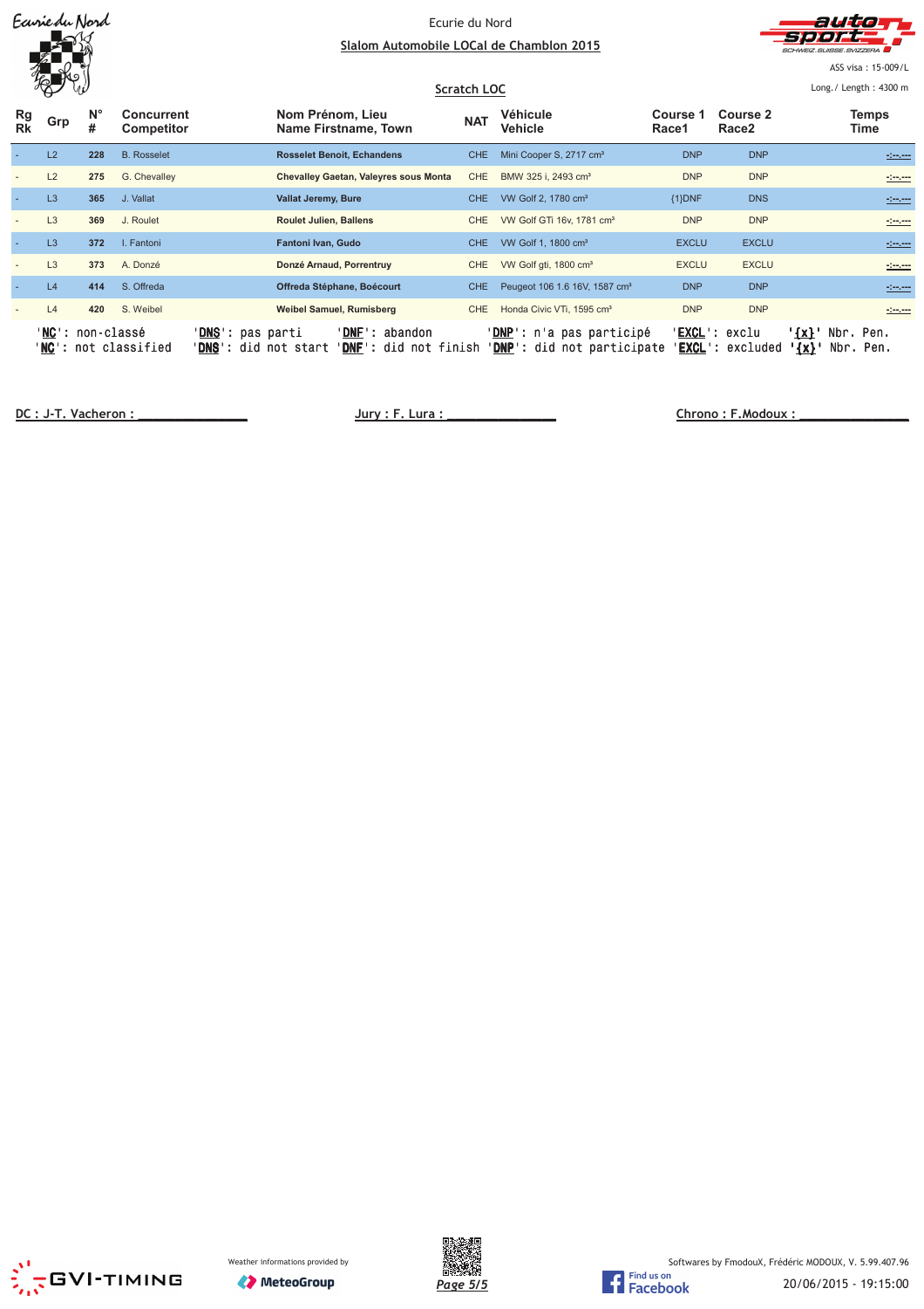Ecurie du Nord

**Slalom Automobile LOCal de Chamblon 2015**

ASS visa : 15-009/L

**Scratch LOC**

Long./ Length : 4300 m

| Rg Rk | Grp | N° # | Concurrent Competitor | Nom Prénom, Lieu Name Firstname, Town | NAT | Véhicule Vehicle | Course 1 Race1 | Course 2 Race2 | Temps Time |
|---|---|---|---|---|---|---|---|---|---|
| - | L2 | 228 | B. Rosselet | Rosselet Benoit, Echandens | CHE | Mini Cooper S, 2717 cm³ | DNP | DNP | -:--.--- |
| - | L2 | 275 | G. Chevalley | Chevalley Gaetan, Valeyres sous Monta | CHE | BMW 325 i, 2493 cm³ | DNP | DNP | -:--.--- |
| - | L3 | 365 | J. Vallat | Vallat Jeremy, Bure | CHE | VW Golf 2, 1780 cm³ | {1}DNF | DNS | -:--.--- |
| - | L3 | 369 | J. Roulet | Roulet Julien, Ballens | CHE | VW Golf GTi 16v, 1781 cm³ | DNP | DNP | -:--.--- |
| - | L3 | 372 | I. Fantoni | Fantoni Ivan, Gudo | CHE | VW Golf 1, 1800 cm³ | EXCLU | EXCLU | -:--.--- |
| - | L3 | 373 | A. Donzé | Donzé Arnaud, Porrentruy | CHE | VW Golf gti, 1800 cm³ | EXCLU | EXCLU | -:--.--- |
| - | L4 | 414 | S. Offreda | Offreda Stéphane, Boécourt | CHE | Peugeot 106 1.6 16V, 1587 cm³ | DNP | DNP | -:--.--- |
| - | L4 | 420 | S. Weibel | Weibel Samuel, Rumisberg | CHE | Honda Civic VTi, 1595 cm³ | DNP | DNP | -:--.--- |

'**NC**': non-classé '**DNS**': pas parti '**DNF**': abandon '**DNP**': n'a pas participé '**EXCL**': exclu '**{x}**' Nbr. Pen.
'**NC**': not classified '**DNS**': did not start '**DNF**': did not finish '**DNP**': did not participate '**EXCL**': excluded '**{x}**' Nbr. Pen.

DC : J-T. Vacheron : _______________ Jury : F. Lura : _______________ Chrono : F.Modoux : _______________

GVI-TIMING — Weather informations provided by MeteoGroup — Find us on Facebook

Softwares by FmodouX, Frédéric MODOUX, V. 5.99.407.96

20/06/2015 - 19:15:00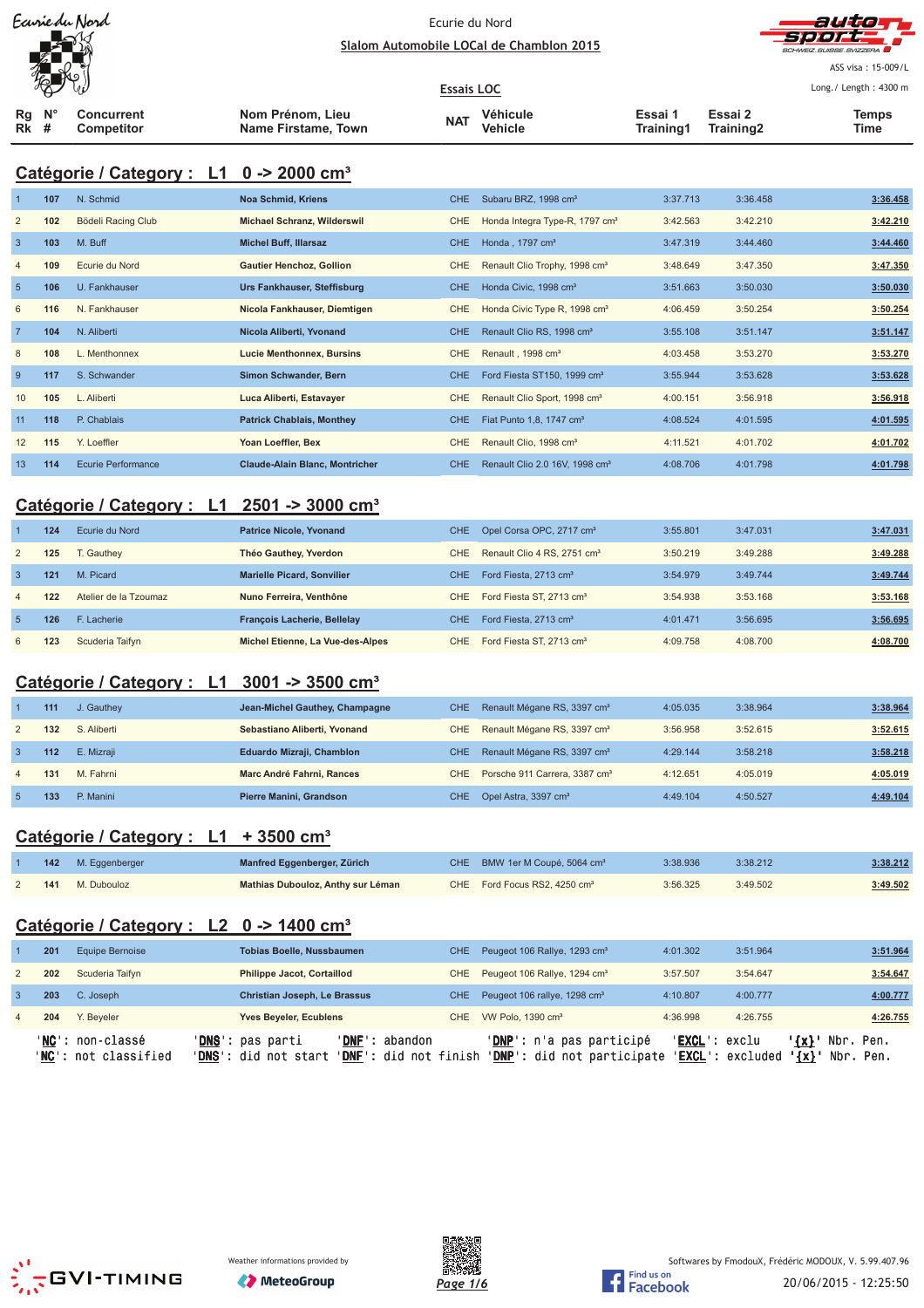Ecurie du Nord

**Slalom Automobile LOCal de Chamblon 2015**

ASS visa : 15-009/L

Long./ Length : 4300 m

**Essais LOC**

## Catégorie / Category : L1 0 -> 2000 cm³

| Rg Rk | N° # | Concurrent Competitor | Nom Prénom, Lieu Name Firstame, Town | NAT | Véhicule Vehicle | Essai 1 Training1 | Essai 2 Training2 | Temps Time |
|---|---|---|---|---|---|---|---|---|
| 1 | 107 | N. Schmid | Noa Schmid, Kriens | CHE | Subaru BRZ, 1998 cm³ | 3:37.713 | 3:36.458 | 3:36.458 |
| 2 | 102 | Bödeli Racing Club | Michael Schranz, Wilderswil | CHE | Honda Integra Type-R, 1797 cm³ | 3:42.563 | 3:42.210 | 3:42.210 |
| 3 | 103 | M. Buff | Michel Buff, Illarsaz | CHE | Honda , 1797 cm³ | 3:47.319 | 3:44.460 | 3:44.460 |
| 4 | 109 | Ecurie du Nord | Gautier Henchoz, Gollion | CHE | Renault Clio Trophy, 1998 cm³ | 3:48.649 | 3:47.350 | 3:47.350 |
| 5 | 106 | U. Fankhauser | Urs Fankhauser, Steffisburg | CHE | Honda Civic, 1998 cm³ | 3:51.663 | 3:50.030 | 3:50.030 |
| 6 | 116 | N. Fankhauser | Nicola Fankhauser, Diemtigen | CHE | Honda Civic Type R, 1998 cm³ | 4:06.459 | 3:50.254 | 3:50.254 |
| 7 | 104 | N. Aliberti | Nicola Aliberti, Yvonand | CHE | Renault Clio RS, 1998 cm³ | 3:55.108 | 3:51.147 | 3:51.147 |
| 8 | 108 | L. Menthonnex | Lucie Menthonnex, Bursins | CHE | Renault , 1998 cm³ | 4:03.458 | 3:53.270 | 3:53.270 |
| 9 | 117 | S. Schwander | Simon Schwander, Bern | CHE | Ford Fiesta ST150, 1999 cm³ | 3:55.944 | 3:53.628 | 3:53.628 |
| 10 | 105 | L. Aliberti | Luca Aliberti, Estavayer | CHE | Renault Clio Sport, 1998 cm³ | 4:00.151 | 3:56.918 | 3:56.918 |
| 11 | 118 | P. Chablais | Patrick Chablais, Monthey | CHE | Fiat Punto 1,8, 1747 cm³ | 4:08.524 | 4:01.595 | 4:01.595 |
| 12 | 115 | Y. Loeffler | Yoan Loeffler, Bex | CHE | Renault Clio, 1998 cm³ | 4:11.521 | 4:01.702 | 4:01.702 |
| 13 | 114 | Ecurie Performance | Claude-Alain Blanc, Montricher | CHE | Renault Clio 2.0 16V, 1998 cm³ | 4:08.706 | 4:01.798 | 4:01.798 |

## Catégorie / Category : L1 2501 -> 3000 cm³

| Rg Rk | N° # | Concurrent Competitor | Nom Prénom, Lieu Name Firstame, Town | NAT | Véhicule Vehicle | Essai 1 Training1 | Essai 2 Training2 | Temps Time |
|---|---|---|---|---|---|---|---|---|
| 1 | 124 | Ecurie du Nord | Patrice Nicole, Yvonand | CHE | Opel Corsa OPC, 2717 cm³ | 3:55.801 | 3:47.031 | 3:47.031 |
| 2 | 125 | T. Gauthey | Théo Gauthey, Yverdon | CHE | Renault Clio 4 RS, 2751 cm³ | 3:50.219 | 3:49.288 | 3:49.288 |
| 3 | 121 | M. Picard | Marielle Picard, Sonvilier | CHE | Ford Fiesta, 2713 cm³ | 3:54.979 | 3:49.744 | 3:49.744 |
| 4 | 122 | Atelier de la Tzoumaz | Nuno Ferreira, Venthône | CHE | Ford Fiesta ST, 2713 cm³ | 3:54.938 | 3:53.168 | 3:53.168 |
| 5 | 126 | F. Lacherie | François Lacherie, Bellelay | CHE | Ford Fiesta, 2713 cm³ | 4:01.471 | 3:56.695 | 3:56.695 |
| 6 | 123 | Scuderia Taifyn | Michel Etienne, La Vue-des-Alpes | CHE | Ford Fiesta ST, 2713 cm³ | 4:09.758 | 4:08.700 | 4:08.700 |

## Catégorie / Category : L1 3001 -> 3500 cm³

| Rg Rk | N° # | Concurrent Competitor | Nom Prénom, Lieu Name Firstame, Town | NAT | Véhicule Vehicle | Essai 1 Training1 | Essai 2 Training2 | Temps Time |
|---|---|---|---|---|---|---|---|---|
| 1 | 111 | J. Gauthey | Jean-Michel Gauthey, Champagne | CHE | Renault Mégane RS, 3397 cm³ | 4:05.035 | 3:38.964 | 3:38.964 |
| 2 | 132 | S. Aliberti | Sebastiano Aliberti, Yvonand | CHE | Renault Mégane RS, 3397 cm³ | 3:56.958 | 3:52.615 | 3:52.615 |
| 3 | 112 | E. Mizraji | Eduardo Mizraji, Chamblon | CHE | Renault Mégane RS, 3397 cm³ | 4:29.144 | 3:58.218 | 3:58.218 |
| 4 | 131 | M. Fahrni | Marc André Fahrni, Rances | CHE | Porsche 911 Carrera, 3387 cm³ | 4:12.651 | 4:05.019 | 4:05.019 |
| 5 | 133 | P. Manini | Pierre Manini, Grandson | CHE | Opel Astra, 3397 cm³ | 4:49.104 | 4:50.527 | 4:49.104 |

## Catégorie / Category : L1 + 3500 cm³

| Rg Rk | N° # | Concurrent Competitor | Nom Prénom, Lieu Name Firstame, Town | NAT | Véhicule Vehicle | Essai 1 Training1 | Essai 2 Training2 | Temps Time |
|---|---|---|---|---|---|---|---|---|
| 1 | 142 | M. Eggenberger | Manfred Eggenberger, Zürich | CHE | BMW 1er M Coupé, 5064 cm³ | 3:38.936 | 3:38.212 | 3:38.212 |
| 2 | 141 | M. Dubouloz | Mathias Dubouloz, Anthy sur Léman | CHE | Ford Focus RS2, 4250 cm³ | 3:56.325 | 3:49.502 | 3:49.502 |

## Catégorie / Category : L2 0 -> 1400 cm³

| Rg Rk | N° # | Concurrent Competitor | Nom Prénom, Lieu Name Firstame, Town | NAT | Véhicule Vehicle | Essai 1 Training1 | Essai 2 Training2 | Temps Time |
|---|---|---|---|---|---|---|---|---|
| 1 | 201 | Equipe Bernoise | Tobias Boelle, Nussbaumen | CHE | Peugeot 106 Rallye, 1293 cm³ | 4:01.302 | 3:51.964 | 3:51.964 |
| 2 | 202 | Scuderia Taifyn | Philippe Jacot, Cortaillod | CHE | Peugeot 106 Rallye, 1294 cm³ | 3:57.507 | 3:54.647 | 3:54.647 |
| 3 | 203 | C. Joseph | Christian Joseph, Le Brassus | CHE | Peugeot 106 rallye, 1298 cm³ | 4:10.807 | 4:00.777 | 4:00.777 |
| 4 | 204 | Y. Beyeler | Yves Beyeler, Ecublens | CHE | VW Polo, 1390 cm³ | 4:36.998 | 4:26.755 | 4:26.755 |

'NC': non-classé 'DNS': pas parti 'DNF': abandon 'DNP': n'a pas participé 'EXCL': exclu '{x}' Nbr. Pen.
'NC': not classified 'DNS': did not start 'DNF': did not finish 'DNP': did not participate 'EXCL': excluded '{x}' Nbr. Pen.

Weather informations provided by MeteoGroup

Softwares by FmodouX, Frédéric MODOUX, V. 5.99.407.96

20/06/2015 - 12:25:50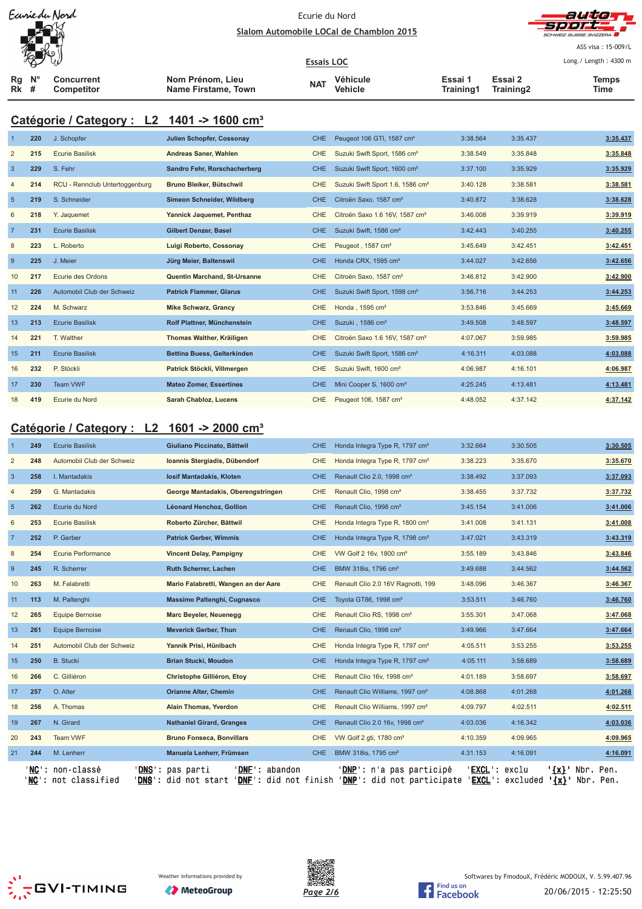Ecurie du Nord

Slalom Automobile LOCal de Chamblon 2015

ASS visa : 15-009/L

Essais LOC

Long./ Length : 4300 m

## Catégorie / Category : L2 1401 -> 1600 cm³

| Rg Rk | N° # | Concurrent Competitor | Nom Prénom, Lieu Name Firstame, Town | NAT | Véhicule Vehicle | Essai 1 Training1 | Essai 2 Training2 | Temps Time |
|---|---|---|---|---|---|---|---|---|
| 1 | 220 | J. Schopfer | Julien Schopfer, Cossonay | CHE | Peugeot 106 GTI, 1587 cm³ | 3:38.564 | 3:35.437 | 3:35.437 |
| 2 | 215 | Ecurie Basilisk | Andreas Saner, Wahlen | CHE | Suzuki Swift Sport, 1586 cm³ | 3:38.549 | 3:35.848 | 3:35.848 |
| 3 | 229 | S. Fehr | Sandro Fehr, Rorschacherberg | CHE | Suzuki Swift Sport, 1600 cm³ | 3:37.100 | 3:35.929 | 3:35.929 |
| 4 | 214 | RCU - Rennclub Untertoggenburg | Bruno Bleiker, Bütschwil | CHE | Suzuki Swift Sport 1.6, 1586 cm³ | 3:40.128 | 3:38.581 | 3:38.581 |
| 5 | 219 | S. Schneider | Simeon Schneider, Wildberg | CHE | Citroën Saxo, 1587 cm³ | 3:40.872 | 3:38.628 | 3:38.628 |
| 6 | 218 | Y. Jaquemet | Yannick Jaquemet, Penthaz | CHE | Citroën Saxo 1.6 16V, 1587 cm³ | 3:46.008 | 3:39.919 | 3:39.919 |
| 7 | 231 | Ecurie Basilisk | Gilbert Denzer, Basel | CHE | Suzuki Swift, 1586 cm³ | 3:42.443 | 3:40.255 | 3:40.255 |
| 8 | 223 | L. Roberto | Luigi Roberto, Cossonay | CHE | Peugeot , 1587 cm³ | 3:45.649 | 3:42.451 | 3:42.451 |
| 9 | 225 | J. Meier | Jürg Meier, Baltenswil | CHE | Honda CRX, 1595 cm³ | 3:44.027 | 3:42.656 | 3:42.656 |
| 10 | 217 | Ecurie des Ordons | Quentin Marchand, St-Ursanne | CHE | Citroën Saxo, 1587 cm³ | 3:46.812 | 3:42.900 | 3:42.900 |
| 11 | 226 | Automobil Club der Schweiz | Patrick Flammer, Glarus | CHE | Suzuki Swift Sport, 1598 cm³ | 3:56.716 | 3:44.253 | 3:44.253 |
| 12 | 224 | M. Schwarz | Mike Schwarz, Grancy | CHE | Honda , 1595 cm³ | 3:53.846 | 3:45.669 | 3:45.669 |
| 13 | 213 | Ecurie Basilisk | Rolf Plattner, Münchenstein | CHE | Suzuki , 1586 cm³ | 3:49.508 | 3:48.597 | 3:48.597 |
| 14 | 221 | T. Walther | Thomas Walther, Kräiligen | CHE | Citroën Saxo 1.6 16V, 1587 cm³ | 4:07.067 | 3:59.985 | 3:59.985 |
| 15 | 211 | Ecurie Basilisk | Bettina Buess, Gelterkinden | CHE | Suzuki Swift Sport, 1586 cm³ | 4:16.311 | 4:03.088 | 4:03.088 |
| 16 | 232 | P. Stöckli | Patrick Stöckli, Villmergen | CHE | Suzuki Swift, 1600 cm³ | 4:06.987 | 4:16.101 | 4:06.987 |
| 17 | 230 | Team VWF | Mateo Zomer, Essertines | CHE | Mini Cooper S, 1600 cm³ | 4:25.245 | 4:13.481 | 4:13.481 |
| 18 | 419 | Ecurie du Nord | Sarah Chabloz, Lucens | CHE | Peugeot 106, 1587 cm³ | 4:48.052 | 4:37.142 | 4:37.142 |

## Catégorie / Category : L2 1601 -> 2000 cm³

| Rg Rk | N° # | Concurrent Competitor | Nom Prénom, Lieu Name Firstame, Town | NAT | Véhicule Vehicle | Essai 1 Training1 | Essai 2 Training2 | Temps Time |
|---|---|---|---|---|---|---|---|---|
| 1 | 249 | Ecurie Basilisk | Giuliano Piccinato, Bättwil | CHE | Honda Integra Type R, 1797 cm³ | 3:32.664 | 3:30.505 | 3:30.505 |
| 2 | 248 | Automobil Club der Schweiz | Ioannis Stergiadis, Dübendorf | CHE | Honda Integra Type R, 1797 cm³ | 3:38.223 | 3:35.670 | 3:35.670 |
| 3 | 258 | I. Mantadakis | Iosif Mantadakis, Kloten | CHE | Renault Clio 2.0, 1998 cm³ | 3:38.492 | 3:37.093 | 3:37.093 |
| 4 | 259 | G. Mantadakis | George Mantadakis, Oberengstringen | CHE | Renault Clio, 1998 cm³ | 3:38.455 | 3:37.732 | 3:37.732 |
| 5 | 262 | Ecurie du Nord | Léonard Henchoz, Gollion | CHE | Renault Clio, 1998 cm³ | 3:45.154 | 3:41.006 | 3:41.006 |
| 6 | 253 | Ecurie Basilisk | Roberto Zürcher, Bättwil | CHE | Honda Integra Type R, 1800 cm³ | 3:41.008 | 3:41.131 | 3:41.008 |
| 7 | 252 | P. Gerber | Patrick Gerber, Wimmis | CHE | Honda Integra Type R, 1798 cm³ | 3:47.021 | 3:43.319 | 3:43.319 |
| 8 | 254 | Ecurie Performance | Vincent Delay, Pampigny | CHE | VW Golf 2 16v, 1800 cm³ | 3:55.189 | 3:43.846 | 3:43.846 |
| 9 | 245 | R. Scherrer | Ruth Scherrer, Lachen | CHE | BMW 318is, 1796 cm³ | 3:49.688 | 3:44.562 | 3:44.562 |
| 10 | 263 | M. Falabretti | Mario Falabretti, Wangen an der Aare | CHE | Renault Clio 2.0 16V Ragnotti, 199 | 3:48.096 | 3:46.367 | 3:46.367 |
| 11 | 113 | M. Paltenghi | Massimo Paltenghi, Cugnasco | CHE | Toyota GT86, 1998 cm³ | 3:53.511 | 3:46.760 | 3:46.760 |
| 12 | 265 | Equipe Bernoise | Marc Beyeler, Neuenegg | CHE | Renault Clio RS, 1998 cm³ | 3:55.301 | 3:47.068 | 3:47.068 |
| 13 | 261 | Equipe Bernoise | Meverick Gerber, Thun | CHE | Renault Clio, 1998 cm³ | 3:49.966 | 3:47.664 | 3:47.664 |
| 14 | 251 | Automobil Club der Schweiz | Yannik Prisi, Hünibach | CHE | Honda Integra Type R, 1797 cm³ | 4:05.511 | 3:53.255 | 3:53.255 |
| 15 | 250 | B. Stucki | Brian Stucki, Moudon | CHE | Honda Integra Type R, 1797 cm³ | 4:05.111 | 3:58.689 | 3:58.689 |
| 16 | 266 | C. Gilliéron | Christophe Gilliéron, Etoy | CHE | Renault Clio 16v, 1998 cm³ | 4:01.189 | 3:58.697 | 3:58.697 |
| 17 | 257 | O. Alter | Orianne Alter, Chemin | CHE | Renault Clio Williams, 1997 cm³ | 4:08.868 | 4:01.268 | 4:01.268 |
| 18 | 256 | A. Thomas | Alain Thomas, Yverdon | CHE | Renault Clio Williams, 1997 cm³ | 4:09.797 | 4:02.511 | 4:02.511 |
| 19 | 267 | N. Girard | Nathaniel Girard, Granges | CHE | Renault Clio 2.0 16v, 1998 cm³ | 4:03.036 | 4:16.342 | 4:03.036 |
| 20 | 243 | Team VWF | Bruno Fonseca, Bonvillars | CHE | VW Golf 2 gti, 1780 cm³ | 4:10.359 | 4:09.965 | 4:09.965 |
| 21 | 244 | M. Lenherr | Manuela Lenherr, Frümsen | CHE | BMW 318is, 1795 cm³ | 4:31.153 | 4:16.091 | 4:16.091 |

'NC': non-classé 'DNS': pas parti 'DNF': abandon 'DNP': n'a pas participé 'EXCL': exclu '{x}' Nbr. Pen.
'NC': not classified 'DNS': did not start 'DNF': did not finish 'DNP': did not participate 'EXCL': excluded '{x}' Nbr. Pen.

Weather informations provided by MeteoGroup

Softwares by FmodouX, Frédéric MODOUX, V. 5.99.407.96

20/06/2015 - 12:25:50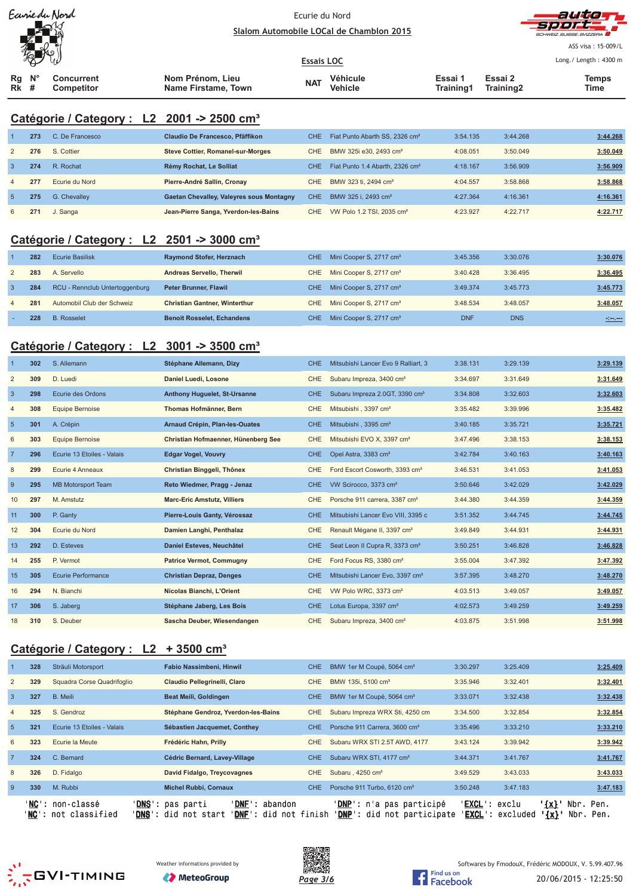Ecurie du Nord

Slalom Automobile LOCal de Chamblon 2015

ASS visa : 15-009/L

Essais LOC

Long./ Length : 4300 m

## Catégorie / Category : L2 2001 -> 2500 cm³

| Rg Rk | N° # | Concurrent Competitor | Nom Prénom, Lieu Name Firstame, Town | NAT | Véhicule Vehicle | Essai 1 Training1 | Essai 2 Training2 | Temps Time |
|---|---|---|---|---|---|---|---|---|
| 1 | 273 | C. De Francesco | Claudio De Francesco, Pfäffikon | CHE | Fiat Punto Abarth SS, 2326 cm³ | 3:54.135 | 3:44.268 | 3:44.268 |
| 2 | 276 | S. Cottier | Steve Cottier, Romanel-sur-Morges | CHE | BMW 325i e30, 2493 cm³ | 4:08.051 | 3:50.049 | 3:50.049 |
| 3 | 274 | R. Rochat | Rémy Rochat, Le Solliat | CHE | Fiat Punto 1.4 Abarth, 2326 cm³ | 4:18.167 | 3:56.909 | 3:56.909 |
| 4 | 277 | Ecurie du Nord | Pierre-André Sallin, Cronay | CHE | BMW 323 ti, 2494 cm³ | 4:04.557 | 3:58.868 | 3:58.868 |
| 5 | 275 | G. Chevalley | Gaetan Chevalley, Valeyres sous Montagny | CHE | BMW 325 i, 2493 cm³ | 4:27.364 | 4:16.361 | 4:16.361 |
| 6 | 271 | J. Sanga | Jean-Pierre Sanga, Yverdon-les-Bains | CHE | VW Polo 1.2 TSI, 2035 cm³ | 4:23.927 | 4:22.717 | 4:22.717 |

## Catégorie / Category : L2 2501 -> 3000 cm³

| Rg Rk | N° # | Concurrent Competitor | Nom Prénom, Lieu Name Firstame, Town | NAT | Véhicule Vehicle | Essai 1 Training1 | Essai 2 Training2 | Temps Time |
|---|---|---|---|---|---|---|---|---|
| 1 | 282 | Ecurie Basilisk | Raymond Stofer, Herznach | CHE | Mini Cooper S, 2717 cm³ | 3:45.356 | 3:30.076 | 3:30.076 |
| 2 | 283 | A. Servello | Andreas Servello, Therwil | CHE | Mini Cooper S, 2717 cm³ | 3:40.428 | 3:36.495 | 3:36.495 |
| 3 | 284 | RCU - Rennclub Untertoggenburg | Peter Brunner, Flawil | CHE | Mini Cooper S, 2717 cm³ | 3:49.374 | 3:45.773 | 3:45.773 |
| 4 | 281 | Automobil Club der Schweiz | Christian Gantner, Winterthur | CHE | Mini Cooper S, 2717 cm³ | 3:48.534 | 3:48.057 | 3:48.057 |
| - | 228 | B. Rosselet | Benoit Rosselet, Echandens | CHE | Mini Cooper S, 2717 cm³ | DNF | DNS | -:--.--- |

## Catégorie / Category : L2 3001 -> 3500 cm³

| Rg Rk | N° # | Concurrent Competitor | Nom Prénom, Lieu Name Firstame, Town | NAT | Véhicule Vehicle | Essai 1 Training1 | Essai 2 Training2 | Temps Time |
|---|---|---|---|---|---|---|---|---|
| 1 | 302 | S. Allemann | Stéphane Allemann, Dizy | CHE | Mitsubishi Lancer Evo 9 Ralliart, 3 | 3:38.131 | 3:29.139 | 3:29.139 |
| 2 | 309 | D. Luedi | Daniel Luedi, Losone | CHE | Subaru Impreza, 3400 cm³ | 3:34.697 | 3:31.649 | 3:31.649 |
| 3 | 298 | Ecurie des Ordons | Anthony Huguelet, St-Ursanne | CHE | Subaru Impreza 2.0GT, 3390 cm³ | 3:34.808 | 3:32.603 | 3:32.603 |
| 4 | 308 | Equipe Bernoise | Thomas Hofmänner, Bern | CHE | Mitsubishi , 3397 cm³ | 3:35.482 | 3:39.996 | 3:35.482 |
| 5 | 301 | A. Crépin | Arnaud Crépin, Plan-les-Ouates | CHE | Mitsubishi , 3395 cm³ | 3:40.185 | 3:35.721 | 3:35.721 |
| 6 | 303 | Equipe Bernoise | Christian Hofmaenner, Hünenberg See | CHE | Mitsubishi EVO X, 3397 cm³ | 3:47.496 | 3:38.153 | 3:38.153 |
| 7 | 296 | Ecurie 13 Etoiles - Valais | Edgar Vogel, Vouvry | CHE | Opel Astra, 3383 cm³ | 3:42.784 | 3:40.163 | 3:40.163 |
| 8 | 299 | Ecurie 4 Anneaux | Christian Binggeli, Thônex | CHE | Ford Escort Cosworth, 3393 cm³ | 3:46.531 | 3:41.053 | 3:41.053 |
| 9 | 295 | MB Motorsport Team | Reto Wiedmer, Pragg - Jenaz | CHE | VW Scirocco, 3373 cm³ | 3:50.646 | 3:42.029 | 3:42.029 |
| 10 | 297 | M. Amstutz | Marc-Eric Amstutz, Villiers | CHE | Porsche 911 carrera, 3387 cm³ | 3:44.380 | 3:44.359 | 3:44.359 |
| 11 | 300 | P. Ganty | Pierre-Louis Ganty, Vérossaz | CHE | Mitsubishi Lancer Evo VIII, 3395 c | 3:51.352 | 3:44.745 | 3:44.745 |
| 12 | 304 | Ecurie du Nord | Damien Langhi, Penthalaz | CHE | Renault Mégane II, 3397 cm³ | 3:49.849 | 3:44.931 | 3:44.931 |
| 13 | 292 | D. Esteves | Daniel Esteves, Neuchâtel | CHE | Seat Leon II Cupra R, 3373 cm³ | 3:50.251 | 3:46.828 | 3:46.828 |
| 14 | 255 | P. Vermot | Patrice Vermot, Commugny | CHE | Ford Focus RS, 3380 cm³ | 3:55.004 | 3:47.392 | 3:47.392 |
| 15 | 305 | Ecurie Performance | Christian Depraz, Denges | CHE | Mitsubishi Lancer Evo, 3397 cm³ | 3:57.395 | 3:48.270 | 3:48.270 |
| 16 | 294 | N. Bianchi | Nicolas Bianchi, L'Orient | CHE | VW Polo WRC, 3373 cm³ | 4:03.513 | 3:49.057 | 3:49.057 |
| 17 | 306 | S. Jaberg | Stéphane Jaberg, Les Bois | CHE | Lotus Europa, 3397 cm³ | 4:02.573 | 3:49.259 | 3:49.259 |
| 18 | 310 | S. Deuber | Sascha Deuber, Wiesendangen | CHE | Subaru Impreza, 3400 cm³ | 4:03.875 | 3:51.998 | 3:51.998 |

## Catégorie / Category : L2 + 3500 cm³

| Rg Rk | N° # | Concurrent Competitor | Nom Prénom, Lieu Name Firstame, Town | NAT | Véhicule Vehicle | Essai 1 Training1 | Essai 2 Training2 | Temps Time |
|---|---|---|---|---|---|---|---|---|
| 1 | 328 | Sträuli Motorsport | Fabio Nassimbeni, Hinwil | CHE | BMW 1er M Coupé, 5064 cm³ | 3:30.297 | 3:25.409 | 3:25.409 |
| 2 | 329 | Squadra Corse Quadrifoglio | Claudio Pellegrinelli, Claro | CHE | BMW 135i, 5100 cm³ | 3:35.946 | 3:32.401 | 3:32.401 |
| 3 | 327 | B. Meili | Beat Meili, Goldingen | CHE | BMW 1er M Coupé, 5064 cm³ | 3:33.071 | 3:32.438 | 3:32.438 |
| 4 | 325 | S. Gendroz | Stéphane Gendroz, Yverdon-les-Bains | CHE | Subaru Impreza WRX Sti, 4250 cm | 3:34.500 | 3:32.854 | 3:32.854 |
| 5 | 321 | Ecurie 13 Etoiles - Valais | Sébastien Jacquemet, Conthey | CHE | Porsche 911 Carrera, 3600 cm³ | 3:35.496 | 3:33.210 | 3:33.210 |
| 6 | 323 | Ecurie la Meute | Frédéric Hahn, Prilly | CHE | Subaru WRX STI 2.5T AWD, 4177 | 3:43.124 | 3:39.942 | 3:39.942 |
| 7 | 324 | C. Bernard | Cédric Bernard, Lavey-Village | CHE | Subaru WRX STI, 4177 cm³ | 3:44.371 | 3:41.767 | 3:41.767 |
| 8 | 326 | D. Fidalgo | David Fidalgo, Treycovagnes | CHE | Subaru , 4250 cm³ | 3:49.529 | 3:43.033 | 3:43.033 |
| 9 | 330 | M. Rubbi | Michel Rubbi, Cornaux | CHE | Porsche 911 Turbo, 6120 cm³ | 3:50.248 | 3:47.183 | 3:47.183 |

'NC': non-classé 'DNS': pas parti 'DNF': abandon 'DNP': n'a pas participé 'EXCL': exclu '{x}' Nbr. Pen.
'NC': not classified 'DNS': did not start 'DNF': did not finish 'DNP': did not participate 'EXCL': excluded '{x}' Nbr. Pen.

Weather informations provided by MeteoGroup

Softwares by FmodouX, Frédéric MODOUX, V. 5.99.407.96

20/06/2015 - 12:25:50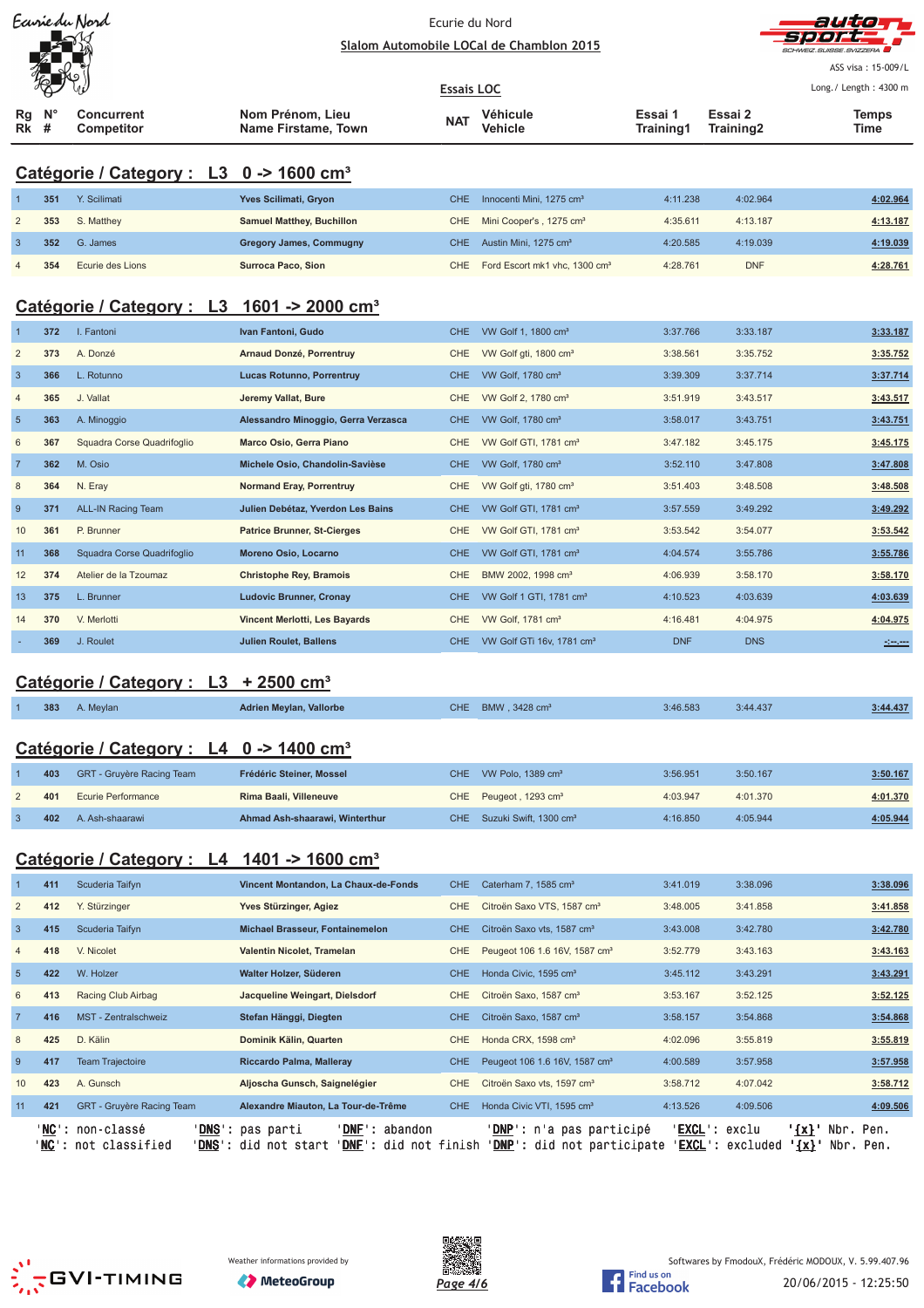Ecurie du Nord

Slalom Automobile LOCal de Chamblon 2015

ASS visa : 15-009/L

Essais LOC

Long./ Length : 4300 m

## Catégorie / Category : L3 0 -> 1600 cm³

| Rg Rk | N° # | Concurrent Competitor | Nom Prénom, Lieu Name Firstame, Town | NAT | Véhicule Vehicle | Essai 1 Training1 | Essai 2 Training2 | Temps Time |
|---|---|---|---|---|---|---|---|---|
| 1 | 351 | Y. Scilimati | Yves Scilimati, Gryon | CHE | Innocenti Mini, 1275 cm³ | 4:11.238 | 4:02.964 | 4:02.964 |
| 2 | 353 | S. Matthey | Samuel Matthey, Buchillon | CHE | Mini Cooper's , 1275 cm³ | 4:35.611 | 4:13.187 | 4:13.187 |
| 3 | 352 | G. James | Gregory James, Commugny | CHE | Austin Mini, 1275 cm³ | 4:20.585 | 4:19.039 | 4:19.039 |
| 4 | 354 | Ecurie des Lions | Surroca Paco, Sion | CHE | Ford Escort mk1 vhc, 1300 cm³ | 4:28.761 | DNF | 4:28.761 |

## Catégorie / Category : L3 1601 -> 2000 cm³

| Rg Rk | N° # | Concurrent Competitor | Nom Prénom, Lieu Name Firstame, Town | NAT | Véhicule Vehicle | Essai 1 Training1 | Essai 2 Training2 | Temps Time |
|---|---|---|---|---|---|---|---|---|
| 1 | 372 | I. Fantoni | Ivan Fantoni, Gudo | CHE | VW Golf 1, 1800 cm³ | 3:37.766 | 3:33.187 | 3:33.187 |
| 2 | 373 | A. Donzé | Arnaud Donzé, Porrentruy | CHE | VW Golf gti, 1800 cm³ | 3:38.561 | 3:35.752 | 3:35.752 |
| 3 | 366 | L. Rotunno | Lucas Rotunno, Porrentruy | CHE | VW Golf, 1780 cm³ | 3:39.309 | 3:37.714 | 3:37.714 |
| 4 | 365 | J. Vallat | Jeremy Vallat, Bure | CHE | VW Golf 2, 1780 cm³ | 3:51.919 | 3:43.517 | 3:43.517 |
| 5 | 363 | A. Minoggio | Alessandro Minoggio, Gerra Verzasca | CHE | VW Golf, 1780 cm³ | 3:58.017 | 3:43.751 | 3:43.751 |
| 6 | 367 | Squadra Corse Quadrifoglio | Marco Osio, Gerra Piano | CHE | VW Golf GTI, 1781 cm³ | 3:47.182 | 3:45.175 | 3:45.175 |
| 7 | 362 | M. Osio | Michele Osio, Chandolin-Savièse | CHE | VW Golf, 1780 cm³ | 3:52.110 | 3:47.808 | 3:47.808 |
| 8 | 364 | N. Eray | Normand Eray, Porrentruy | CHE | VW Golf gti, 1780 cm³ | 3:51.403 | 3:48.508 | 3:48.508 |
| 9 | 371 | ALL-IN Racing Team | Julien Debétaz, Yverdon Les Bains | CHE | VW Golf GTI, 1781 cm³ | 3:57.559 | 3:49.292 | 3:49.292 |
| 10 | 361 | P. Brunner | Patrice Brunner, St-Cierges | CHE | VW Golf GTI, 1781 cm³ | 3:53.542 | 3:54.077 | 3:53.542 |
| 11 | 368 | Squadra Corse Quadrifoglio | Moreno Osio, Locarno | CHE | VW Golf GTI, 1781 cm³ | 4:04.574 | 3:55.786 | 3:55.786 |
| 12 | 374 | Atelier de la Tzoumaz | Christophe Rey, Bramois | CHE | BMW 2002, 1998 cm³ | 4:06.939 | 3:58.170 | 3:58.170 |
| 13 | 375 | L. Brunner | Ludovic Brunner, Cronay | CHE | VW Golf 1 GTI, 1781 cm³ | 4:10.523 | 4:03.639 | 4:03.639 |
| 14 | 370 | V. Merlotti | Vincent Merlotti, Les Bayards | CHE | VW Golf, 1781 cm³ | 4:16.481 | 4:04.975 | 4:04.975 |
| - | 369 | J. Roulet | Julien Roulet, Ballens | CHE | VW Golf GTi 16v, 1781 cm³ | DNF | DNS | -:--.--- |

## Catégorie / Category : L3 + 2500 cm³

| Rg Rk | N° # | Concurrent Competitor | Nom Prénom, Lieu Name Firstame, Town | NAT | Véhicule Vehicle | Essai 1 Training1 | Essai 2 Training2 | Temps Time |
|---|---|---|---|---|---|---|---|---|
| 1 | 383 | A. Meylan | Adrien Meylan, Vallorbe | CHE | BMW , 3428 cm³ | 3:46.583 | 3:44.437 | 3:44.437 |

## Catégorie / Category : L4 0 -> 1400 cm³

| Rg Rk | N° # | Concurrent Competitor | Nom Prénom, Lieu Name Firstame, Town | NAT | Véhicule Vehicle | Essai 1 Training1 | Essai 2 Training2 | Temps Time |
|---|---|---|---|---|---|---|---|---|
| 1 | 403 | GRT - Gruyère Racing Team | Frédéric Steiner, Mossel | CHE | VW Polo, 1389 cm³ | 3:56.951 | 3:50.167 | 3:50.167 |
| 2 | 401 | Ecurie Performance | Rima Baali, Villeneuve | CHE | Peugeot , 1293 cm³ | 4:03.947 | 4:01.370 | 4:01.370 |
| 3 | 402 | A. Ash-shaarawi | Ahmad Ash-shaarawi, Winterthur | CHE | Suzuki Swift, 1300 cm³ | 4:16.850 | 4:05.944 | 4:05.944 |

## Catégorie / Category : L4 1401 -> 1600 cm³

| Rg Rk | N° # | Concurrent Competitor | Nom Prénom, Lieu Name Firstame, Town | NAT | Véhicule Vehicle | Essai 1 Training1 | Essai 2 Training2 | Temps Time |
|---|---|---|---|---|---|---|---|---|
| 1 | 411 | Scuderia Taifyn | Vincent Montandon, La Chaux-de-Fonds | CHE | Caterham 7, 1585 cm³ | 3:41.019 | 3:38.096 | 3:38.096 |
| 2 | 412 | Y. Stürzinger | Yves Stürzinger, Agiez | CHE | Citroën Saxo VTS, 1587 cm³ | 3:48.005 | 3:41.858 | 3:41.858 |
| 3 | 415 | Scuderia Taifyn | Michael Brasseur, Fontainemelon | CHE | Citroën Saxo vts, 1587 cm³ | 3:43.008 | 3:42.780 | 3:42.780 |
| 4 | 418 | V. Nicolet | Valentin Nicolet, Tramelan | CHE | Peugeot 106 1.6 16V, 1587 cm³ | 3:52.779 | 3:43.163 | 3:43.163 |
| 5 | 422 | W. Holzer | Walter Holzer, Süderen | CHE | Honda Civic, 1595 cm³ | 3:45.112 | 3:43.291 | 3:43.291 |
| 6 | 413 | Racing Club Airbag | Jacqueline Weingart, Dielsdorf | CHE | Citroën Saxo, 1587 cm³ | 3:53.167 | 3:52.125 | 3:52.125 |
| 7 | 416 | MST - Zentralschweiz | Stefan Hänggi, Diegten | CHE | Citroën Saxo, 1587 cm³ | 3:58.157 | 3:54.868 | 3:54.868 |
| 8 | 425 | D. Kälin | Dominik Kälin, Quarten | CHE | Honda CRX, 1598 cm³ | 4:02.096 | 3:55.819 | 3:55.819 |
| 9 | 417 | Team Trajectoire | Riccardo Palma, Malleray | CHE | Peugeot 106 1.6 16V, 1587 cm³ | 4:00.589 | 3:57.958 | 3:57.958 |
| 10 | 423 | A. Gunsch | Aljoscha Gunsch, Saignelégier | CHE | Citroën Saxo vts, 1597 cm³ | 3:58.712 | 4:07.042 | 3:58.712 |
| 11 | 421 | GRT - Gruyère Racing Team | Alexandre Miauton, La Tour-de-Trême | CHE | Honda Civic VTI, 1595 cm³ | 4:13.526 | 4:09.506 | 4:09.506 |

'NC': non-classé 'DNS': pas parti 'DNF': abandon 'DNP': n'a pas participé 'EXCL': exclu '{x}' Nbr. Pen.
'NC': not classified 'DNS': did not start 'DNF': did not finish 'DNP': did not participate 'EXCL': excluded '{x}' Nbr. Pen.

Weather informations provided by MeteoGroup

Softwares by FmodouX, Frédéric MODOUX, V. 5.99.407.96

20/06/2015 - 12:25:50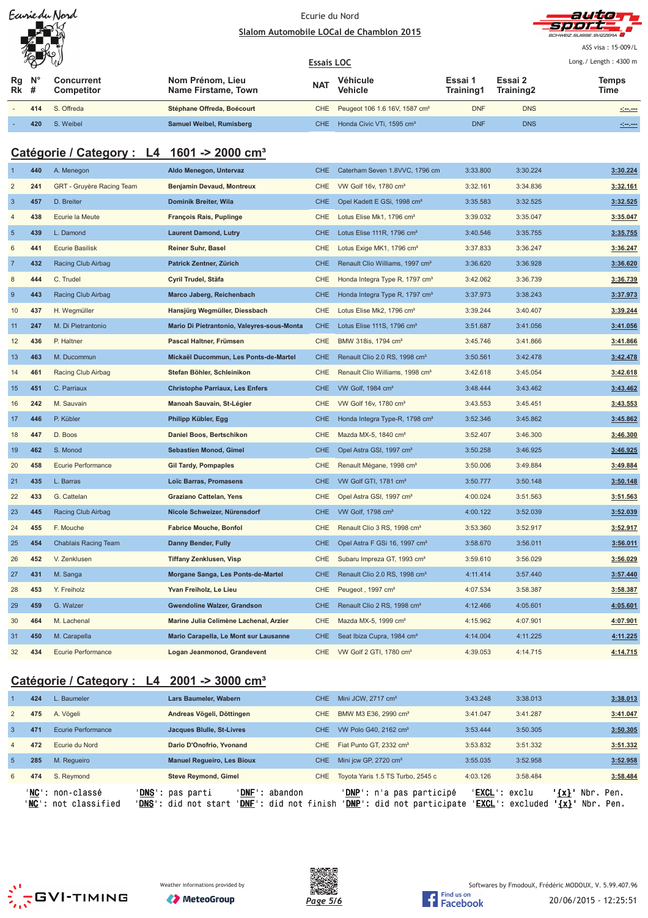Ecurie du Nord

Slalom Automobile LOCal de Chamblon 2015

ASS visa : 15-009/L

Long./ Length : 4300 m

Essais LOC

| Rg Rk | N° # | Concurrent Competitor | Nom Prénom, Lieu Name Firstame, Town | NAT | Véhicule Vehicle | Essai 1 Training1 | Essai 2 Training2 | Temps Time |
|---|---|---|---|---|---|---|---|---|
| - | 414 | S. Offreda | Stéphane Offreda, Boécourt | CHE | Peugeot 106 1.6 16V, 1587 cm³ | DNF | DNS | -:--.--- |
| - | 420 | S. Weibel | Samuel Weibel, Rumisberg | CHE | Honda Civic VTi, 1595 cm³ | DNF | DNS | -:--.--- |

## Catégorie / Category : L4 1601 -> 2000 cm³

| Rg Rk | N° # | Concurrent Competitor | Nom Prénom, Lieu Name Firstame, Town | NAT | Véhicule Vehicle | Essai 1 Training1 | Essai 2 Training2 | Temps Time |
|---|---|---|---|---|---|---|---|---|
| 1 | 440 | A. Menegon | Aldo Menegon, Untervaz | CHE | Caterham Seven 1.8VVC, 1796 cm | 3:33.800 | 3:30.224 | 3:30.224 |
| 2 | 241 | GRT - Gruyère Racing Team | Benjamin Devaud, Montreux | CHE | VW Golf 16v, 1780 cm³ | 3:32.161 | 3:34.836 | 3:32.161 |
| 3 | 457 | D. Breiter | Dominik Breiter, Wila | CHE | Opel Kadett E GSi, 1998 cm³ | 3:35.583 | 3:32.525 | 3:32.525 |
| 4 | 438 | Ecurie la Meute | François Rais, Puplinge | CHE | Lotus Elise Mk1, 1796 cm³ | 3:39.032 | 3:35.047 | 3:35.047 |
| 5 | 439 | L. Damond | Laurent Damond, Lutry | CHE | Lotus Elise 111R, 1796 cm³ | 3:40.546 | 3:35.755 | 3:35.755 |
| 6 | 441 | Ecurie Basilisk | Reiner Suhr, Basel | CHE | Lotus Exige MK1, 1796 cm³ | 3:37.833 | 3:36.247 | 3:36.247 |
| 7 | 432 | Racing Club Airbag | Patrick Zentner, Zürich | CHE | Renault Clio Williams, 1997 cm³ | 3:36.620 | 3:36.928 | 3:36.620 |
| 8 | 444 | C. Trudel | Cyril Trudel, Stäfa | CHE | Honda Integra Type R, 1797 cm³ | 3:42.062 | 3:36.739 | 3:36.739 |
| 9 | 443 | Racing Club Airbag | Marco Jaberg, Reichenbach | CHE | Honda Integra Type R, 1797 cm³ | 3:37.973 | 3:38.243 | 3:37.973 |
| 10 | 437 | H. Wegmüller | Hansjürg Wegmüller, Diessbach | CHE | Lotus Elise Mk2, 1796 cm³ | 3:39.244 | 3:40.407 | 3:39.244 |
| 11 | 247 | M. Di Pietrantonio | Mario Di Pietrantonio, Valeyres-sous-Monta | CHE | Lotus Elise 111S, 1796 cm³ | 3:51.687 | 3:41.056 | 3:41.056 |
| 12 | 436 | P. Haltner | Pascal Haltner, Frümsen | CHE | BMW 318is, 1794 cm³ | 3:45.746 | 3:41.866 | 3:41.866 |
| 13 | 463 | M. Ducommun | Mickaël Ducommun, Les Ponts-de-Martel | CHE | Renault Clio 2.0 RS, 1998 cm³ | 3:50.561 | 3:42.478 | 3:42.478 |
| 14 | 461 | Racing Club Airbag | Stefan Böhler, Schleinikon | CHE | Renault Clio Williams, 1998 cm³ | 3:42.618 | 3:45.054 | 3:42.618 |
| 15 | 451 | C. Parriaux | Christophe Parriaux, Les Enfers | CHE | VW Golf, 1984 cm³ | 3:48.444 | 3:43.462 | 3:43.462 |
| 16 | 242 | M. Sauvain | Manoah Sauvain, St-Légier | CHE | VW Golf 16v, 1780 cm³ | 3:43.553 | 3:45.451 | 3:43.553 |
| 17 | 446 | P. Kübler | Philipp Kübler, Egg | CHE | Honda Integra Type-R, 1798 cm³ | 3:52.346 | 3:45.862 | 3:45.862 |
| 18 | 447 | D. Boos | Daniel Boos, Bertschikon | CHE | Mazda MX-5, 1840 cm³ | 3:52.407 | 3:46.300 | 3:46.300 |
| 19 | 462 | S. Monod | Sebastien Monod, Gimel | CHE | Opel Astra GSI, 1997 cm³ | 3:50.258 | 3:46.925 | 3:46.925 |
| 20 | 458 | Ecurie Performance | Gil Tardy, Pompaples | CHE | Renault Mégane, 1998 cm³ | 3:50.006 | 3:49.884 | 3:49.884 |
| 21 | 435 | L. Barras | Loïc Barras, Promasens | CHE | VW Golf GTI, 1781 cm³ | 3:50.777 | 3:50.148 | 3:50.148 |
| 22 | 433 | G. Cattelan | Graziano Cattelan, Yens | CHE | Opel Astra GSI, 1997 cm³ | 4:00.024 | 3:51.563 | 3:51.563 |
| 23 | 445 | Racing Club Airbag | Nicole Schweizer, Nürensdorf | CHE | VW Golf, 1798 cm³ | 4:00.122 | 3:52.039 | 3:52.039 |
| 24 | 455 | F. Mouche | Fabrice Mouche, Bonfol | CHE | Renault Clio 3 RS, 1998 cm³ | 3:53.360 | 3:52.917 | 3:52.917 |
| 25 | 454 | Chablais Racing Team | Danny Bender, Fully | CHE | Opel Astra F GSi 16, 1997 cm³ | 3:58.670 | 3:56.011 | 3:56.011 |
| 26 | 452 | V. Zenklusen | Tiffany Zenklusen, Visp | CHE | Subaru Impreza GT, 1993 cm³ | 3:59.610 | 3:56.029 | 3:56.029 |
| 27 | 431 | M. Sanga | Morgane Sanga, Les Ponts-de-Martel | CHE | Renault Clio 2.0 RS, 1998 cm³ | 4:11.414 | 3:57.440 | 3:57.440 |
| 28 | 453 | Y. Freiholz | Yvan Freiholz, Le Lieu | CHE | Peugeot , 1997 cm³ | 4:07.534 | 3:58.387 | 3:58.387 |
| 29 | 459 | G. Walzer | Gwendoline Walzer, Grandson | CHE | Renault Clio 2 RS, 1998 cm³ | 4:12.466 | 4:05.601 | 4:05.601 |
| 30 | 464 | M. Lachenal | Marine Julia Celimène Lachenal, Arzier | CHE | Mazda MX-5, 1999 cm³ | 4:15.962 | 4:07.901 | 4:07.901 |
| 31 | 450 | M. Carapella | Mario Carapella, Le Mont sur Lausanne | CHE | Seat Ibiza Cupra, 1984 cm³ | 4:14.004 | 4:11.225 | 4:11.225 |
| 32 | 434 | Ecurie Performance | Logan Jeanmonod, Grandevent | CHE | VW Golf 2 GTI, 1780 cm³ | 4:39.053 | 4:14.715 | 4:14.715 |

## Catégorie / Category : L4 2001 -> 3000 cm³

| Rg Rk | N° # | Concurrent Competitor | Nom Prénom, Lieu Name Firstame, Town | NAT | Véhicule Vehicle | Essai 1 Training1 | Essai 2 Training2 | Temps Time |
|---|---|---|---|---|---|---|---|---|
| 1 | 424 | L. Baumeler | Lars Baumeler, Wabern | CHE | Mini JCW, 2717 cm³ | 3:43.248 | 3:38.013 | 3:38.013 |
| 2 | 475 | A. Vögeli | Andreas Vögeli, Döttingen | CHE | BMW M3 E36, 2990 cm³ | 3:41.047 | 3:41.287 | 3:41.047 |
| 3 | 471 | Ecurie Performance | Jacques Blulle, St-Livres | CHE | VW Polo G40, 2162 cm³ | 3:53.444 | 3:50.305 | 3:50.305 |
| 4 | 472 | Ecurie du Nord | Dario D'Onofrio, Yvonand | CHE | Fiat Punto GT, 2332 cm³ | 3:53.832 | 3:51.332 | 3:51.332 |
| 5 | 285 | M. Regueiro | Manuel Regueiro, Les Bioux | CHE | Mini jcw GP, 2720 cm³ | 3:55.035 | 3:52.958 | 3:52.958 |
| 6 | 474 | S. Reymond | Steve Reymond, Gimel | CHE | Toyota Yaris 1.5 TS Turbo, 2545 c | 4:03.126 | 3:58.484 | 3:58.484 |

'NC': non-classé 'DNS': pas parti 'DNF': abandon 'DNP': n'a pas participé 'EXCL': exclu '{x}' Nbr. Pen.
'NC': not classified 'DNS': did not start 'DNF': did not finish 'DNP': did not participate 'EXCL': excluded '{x}' Nbr. Pen.

Weather informations provided by MeteoGroup

Softwares by FmodouX, Frédéric MODOUX, V. 5.99.407.96

20/06/2015 - 12:25:51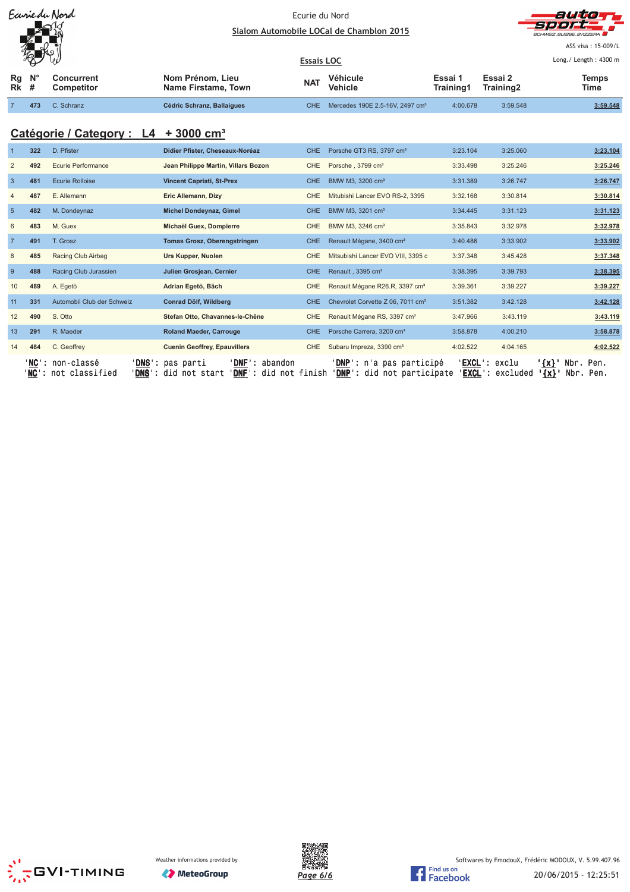Ecurie du Nord

Slalom Automobile LOCal de Chamblon 2015

ASS visa : 15-009/L

Essais LOC

Long./ Length : 4300 m

| Rg Rk | N° # | Concurrent Competitor | Nom Prénom, Lieu Name Firstame, Town | NAT | Véhicule Vehicle | Essai 1 Training1 | Essai 2 Training2 | Temps Time |
|---|---|---|---|---|---|---|---|---|
| 7 | 473 | C. Schranz | **Cédric Schranz, Ballaigues** | CHE | Mercedes 190E 2.5-16V, 2497 cm³ | 4:00.678 | 3:59.548 | **3:59.548** |

## Catégorie / Category : L4 + 3000 cm³

| Rg Rk | N° # | Concurrent Competitor | Nom Prénom, Lieu Name Firstame, Town | NAT | Véhicule Vehicle | Essai 1 Training1 | Essai 2 Training2 | Temps Time |
|---|---|---|---|---|---|---|---|---|
| 1 | 322 | D. Pfister | **Didier Pfister, Cheseaux-Noréaz** | CHE | Porsche GT3 RS, 3797 cm³ | 3:23.104 | 3:25.060 | **3:23.104** |
| 2 | 492 | Ecurie Performance | **Jean Philippe Martin, Villars Bozon** | CHE | Porsche , 3799 cm³ | 3:33.498 | 3:25.246 | **3:25.246** |
| 3 | 481 | Ecurie Rolloise | **Vincent Capriati, St-Prex** | CHE | BMW M3, 3200 cm³ | 3:31.389 | 3:26.747 | **3:26.747** |
| 4 | 487 | E. Allemann | **Eric Allemann, Dizy** | CHE | Mitubishi Lancer EVO RS-2, 3395 | 3:32.168 | 3:30.814 | **3:30.814** |
| 5 | 482 | M. Dondeynaz | **Michel Dondeynaz, Gimel** | CHE | BMW M3, 3201 cm³ | 3:34.445 | 3:31.123 | **3:31.123** |
| 6 | 483 | M. Guex | **Michaël Guex, Dompierre** | CHE | BMW M3, 3246 cm³ | 3:35.843 | 3:32.978 | **3:32.978** |
| 7 | 491 | T. Grosz | **Tomas Grosz, Oberengstringen** | CHE | Renault Mégane, 3400 cm³ | 3:40.486 | 3:33.902 | **3:33.902** |
| 8 | 485 | Racing Club Airbag | **Urs Kupper, Nuolen** | CHE | Mitsubishi Lancer EVO VIII, 3395 c | 3:37.348 | 3:45.428 | **3:37.348** |
| 9 | 488 | Racing Club Jurassien | **Julien Grosjean, Cernier** | CHE | Renault , 3395 cm³ | 3:38.395 | 3:39.793 | **3:38.395** |
| 10 | 489 | A. Egetö | **Adrian Egetö, Bäch** | CHE | Renault Mégane R26.R, 3397 cm³ | 3:39.361 | 3:39.227 | **3:39.227** |
| 11 | 331 | Automobil Club der Schweiz | **Conrad Dölf, Wildberg** | CHE | Chevrolet Corvette Z 06, 7011 cm³ | 3:51.382 | 3:42.128 | **3:42.128** |
| 12 | 490 | S. Otto | **Stefan Otto, Chavannes-le-Chêne** | CHE | Renault Mégane RS, 3397 cm³ | 3:47.966 | 3:43.119 | **3:43.119** |
| 13 | 291 | R. Maeder | **Roland Maeder, Carrouge** | CHE | Porsche Carrera, 3200 cm³ | 3:58.878 | 4:00.210 | **3:58.878** |
| 14 | 484 | C. Geoffrey | **Cuenin Geoffrey, Epauvillers** | CHE | Subaru Impreza, 3390 cm³ | 4:02.522 | 4:04.165 | **4:02.522** |

'**NC**': non-classé '**DNS**': pas parti '**DNF**': abandon '**DNP**': n'a pas participé '**EXCL**': exclu '**{x}**' Nbr. Pen.
'**NC**': not classified '**DNS**': did not start '**DNF**': did not finish '**DNP**': did not participate '**EXCL**': excluded '**{x}**' Nbr. Pen.

Weather informations provided by MeteoGroup

Softwares by FmodouX, Frédéric MODOUX, V. 5.99.407.96

20/06/2015 - 12:25:51